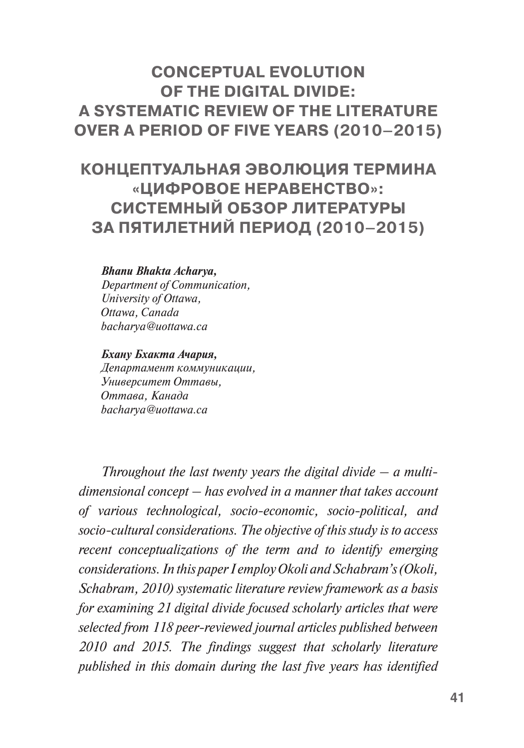# CONCEPTUAL EVOLUTION OF THE DIGITAL DIVIDE: A SYSTEMATIC REVIEW OF THE LITERATURE OVER A PERIOD OF FIVE YEARS (2010–2015)

# КОНЦЕПТУАЛЬНАЯ ЭВОЛЮЦИЯ ТЕРМИНА «ЦИФРОВОЕ НЕРАВЕНСТВО»: СИСТЕМНЫЙ ОБЗОР ЛИТЕРАТУРЫ ЗА ПЯТИЛЕТНИЙ ПЕРИОД (2010–2015)

***Bhanu Bhakta Acharya,***
*Department of Communication,*
*University of Ottawa,*
*Ottawa, Canada*
*bacharya@uottawa.ca*

***Бхану Бхакта Ачария,***
*Департамент коммуникации,*
*Университет Оттавы,*
*Оттава, Канада*
*bacharya@uottawa.ca*

*Throughout the last twenty years the digital divide – a multi-dimensional concept – has evolved in a manner that takes account of various technological, socio-economic, socio-political, and socio-cultural considerations. The objective of this study is to access recent conceptualizations of the term and to identify emerging considerations. In this paper I employ Okoli and Schabram's (Okoli, Schabram, 2010) systematic literature review framework as a basis for examining 21 digital divide focused scholarly articles that were selected from 118 peer-reviewed journal articles published between 2010 and 2015. The findings suggest that scholarly literature published in this domain during the last five years has identified*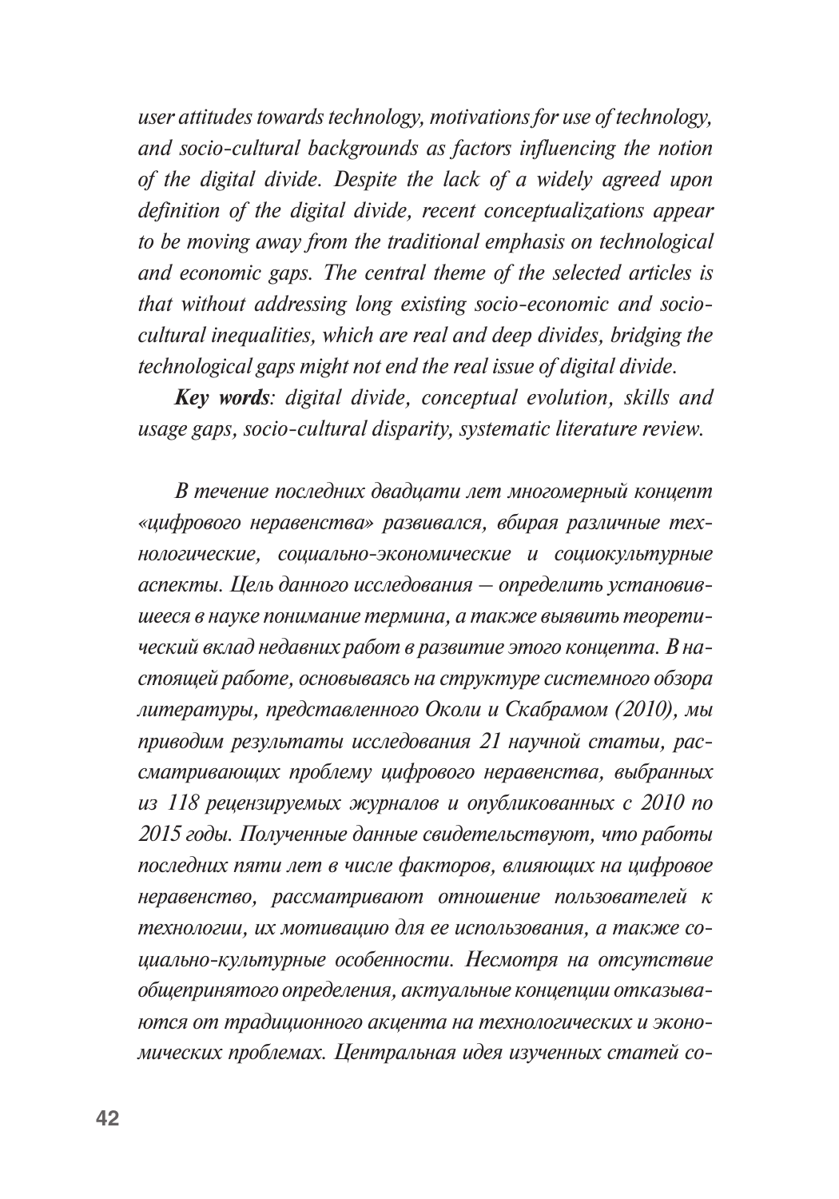*user attitudes towards technology, motivations for use of technology, and socio-cultural backgrounds as factors influencing the notion of the digital divide. Despite the lack of a widely agreed upon definition of the digital divide, recent conceptualizations appear to be moving away from the traditional emphasis on technological and economic gaps. The central theme of the selected articles is that without addressing long existing socio-economic and socio-cultural inequalities, which are real and deep divides, bridging the technological gaps might not end the real issue of digital divide.*

***Key words****: digital divide, conceptual evolution, skills and usage gaps, socio-cultural disparity, systematic literature review.*

*В течение последних двадцати лет многомерный концепт «цифрового неравенства» развивался, вбирая различные технологические, социально-экономические и социокультурные аспекты. Цель данного исследования – определить установившееся в науке понимание термина, а также выявить теоретический вклад недавних работ в развитие этого концепта. В настоящей работе, основываясь на структуре системного обзора литературы, представленного Околи и Скабрамом (2010), мы приводим результаты исследования 21 научной статьи, рассматривающих проблему цифрового неравенства, выбранных из 118 рецензируемых журналов и опубликованных с 2010 по 2015 годы. Полученные данные свидетельствуют, что работы последних пяти лет в числе факторов, влияющих на цифровое неравенство, рассматривают отношение пользователей к технологии, их мотивацию для ее использования, а также социально-культурные особенности. Несмотря на отсутствие общепринятого определения, актуальные концепции отказываются от традиционного акцента на технологических и экономических проблемах. Центральная идея изученных статей со-*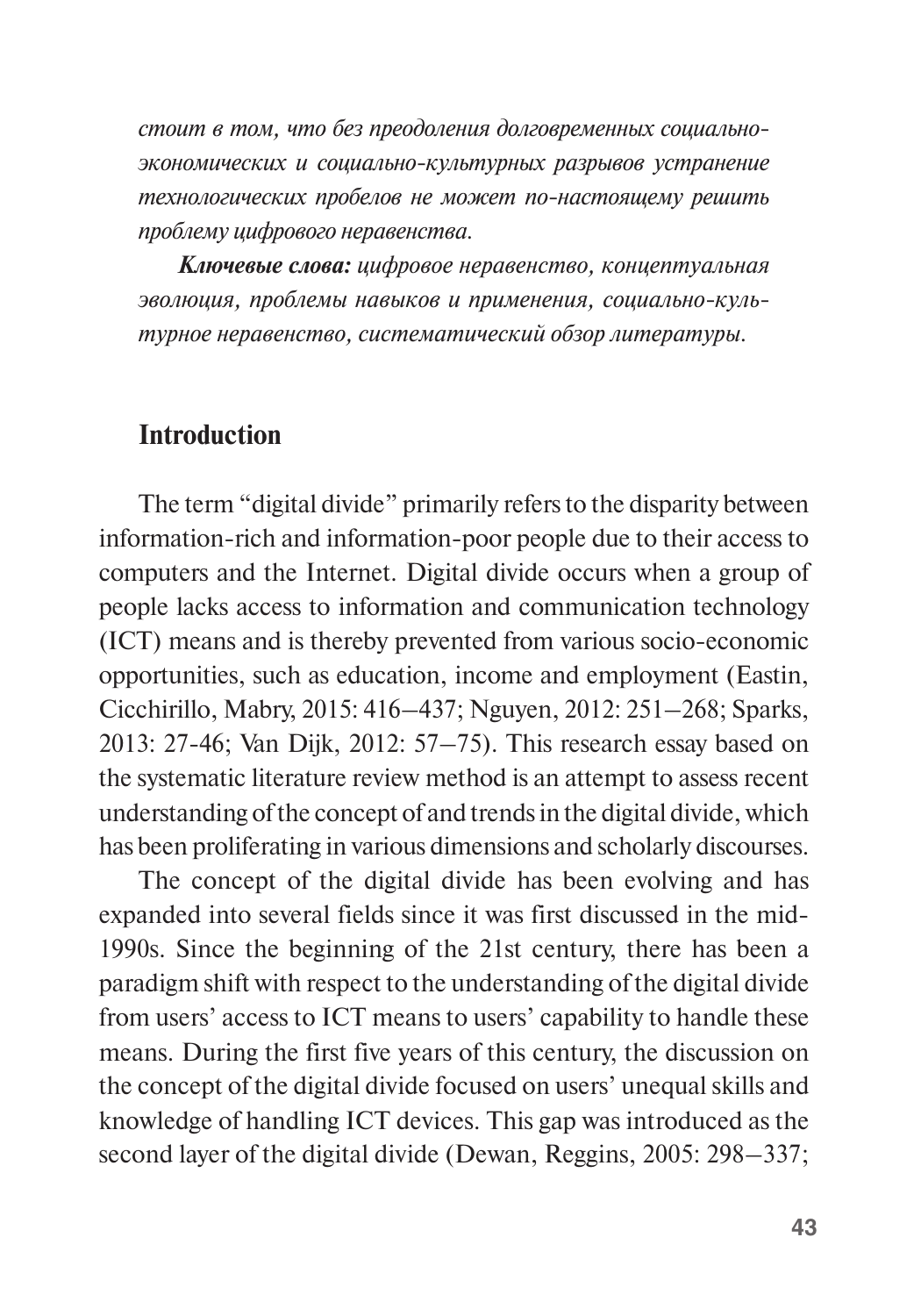*стоит в том, что без преодоления долговременных социально-экономических и социально-культурных разрывов устранение технологических пробелов не может по-настоящему решить проблему цифрового неравенства.*

***Ключевые слова:*** *цифровое неравенство, концептуальная эволюция, проблемы навыков и применения, социально-культурное неравенство, систематический обзор литературы.*

## Introduction

The term "digital divide" primarily refers to the disparity between information-rich and information-poor people due to their access to computers and the Internet. Digital divide occurs when a group of people lacks access to information and communication technology (ICT) means and is thereby prevented from various socio-economic opportunities, such as education, income and employment (Eastin, Cicchirillo, Mabry, 2015: 416–437; Nguyen, 2012: 251–268; Sparks, 2013: 27-46; Van Dijk, 2012: 57–75). This research essay based on the systematic literature review method is an attempt to assess recent understanding of the concept of and trends in the digital divide, which has been proliferating in various dimensions and scholarly discourses.

The concept of the digital divide has been evolving and has expanded into several fields since it was first discussed in the mid-1990s. Since the beginning of the 21st century, there has been a paradigm shift with respect to the understanding of the digital divide from users' access to ICT means to users' capability to handle these means. During the first five years of this century, the discussion on the concept of the digital divide focused on users' unequal skills and knowledge of handling ICT devices. This gap was introduced as the second layer of the digital divide (Dewan, Reggins, 2005: 298–337;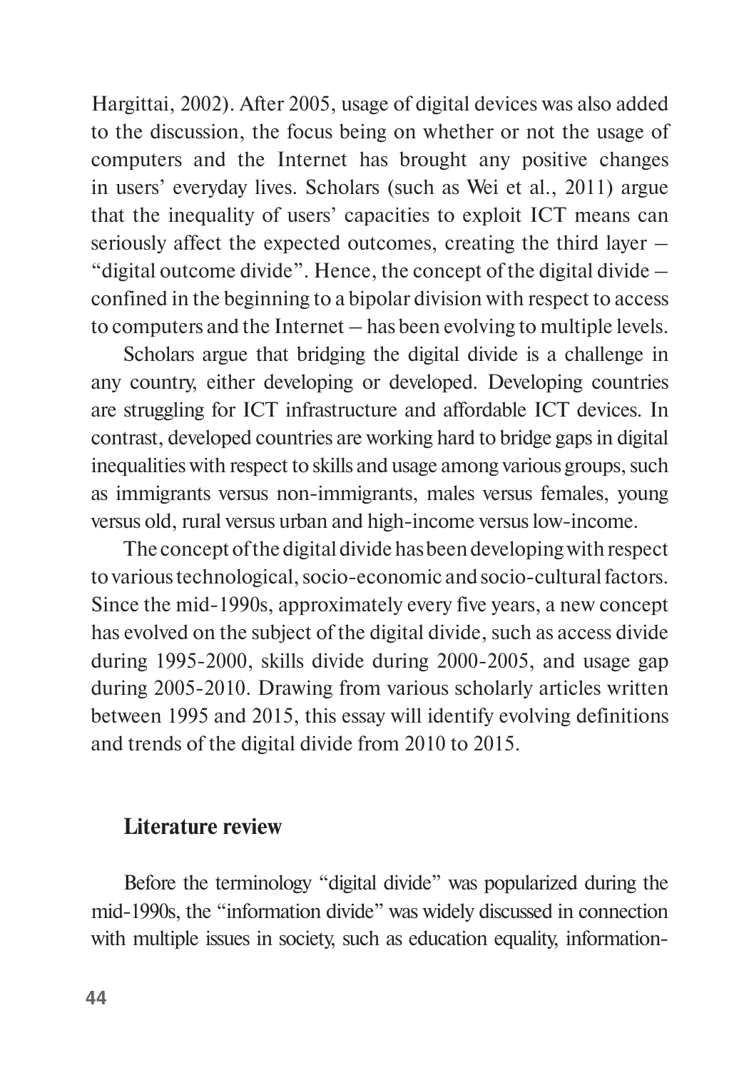Hargittai, 2002). After 2005, usage of digital devices was also added to the discussion, the focus being on whether or not the usage of computers and the Internet has brought any positive changes in users' everyday lives. Scholars (such as Wei et al., 2011) argue that the inequality of users' capacities to exploit ICT means can seriously affect the expected outcomes, creating the third layer – "digital outcome divide". Hence, the concept of the digital divide – confined in the beginning to a bipolar division with respect to access to computers and the Internet – has been evolving to multiple levels.

Scholars argue that bridging the digital divide is a challenge in any country, either developing or developed. Developing countries are struggling for ICT infrastructure and affordable ICT devices. In contrast, developed countries are working hard to bridge gaps in digital inequalities with respect to skills and usage among various groups, such as immigrants versus non-immigrants, males versus females, young versus old, rural versus urban and high-income versus low-income.

The concept of the digital divide has been developing with respect to various technological, socio-economic and socio-cultural factors. Since the mid-1990s, approximately every five years, a new concept has evolved on the subject of the digital divide, such as access divide during 1995-2000, skills divide during 2000-2005, and usage gap during 2005-2010. Drawing from various scholarly articles written between 1995 and 2015, this essay will identify evolving definitions and trends of the digital divide from 2010 to 2015.

## Literature review

Before the terminology "digital divide" was popularized during the mid-1990s, the "information divide" was widely discussed in connection with multiple issues in society, such as education equality, information-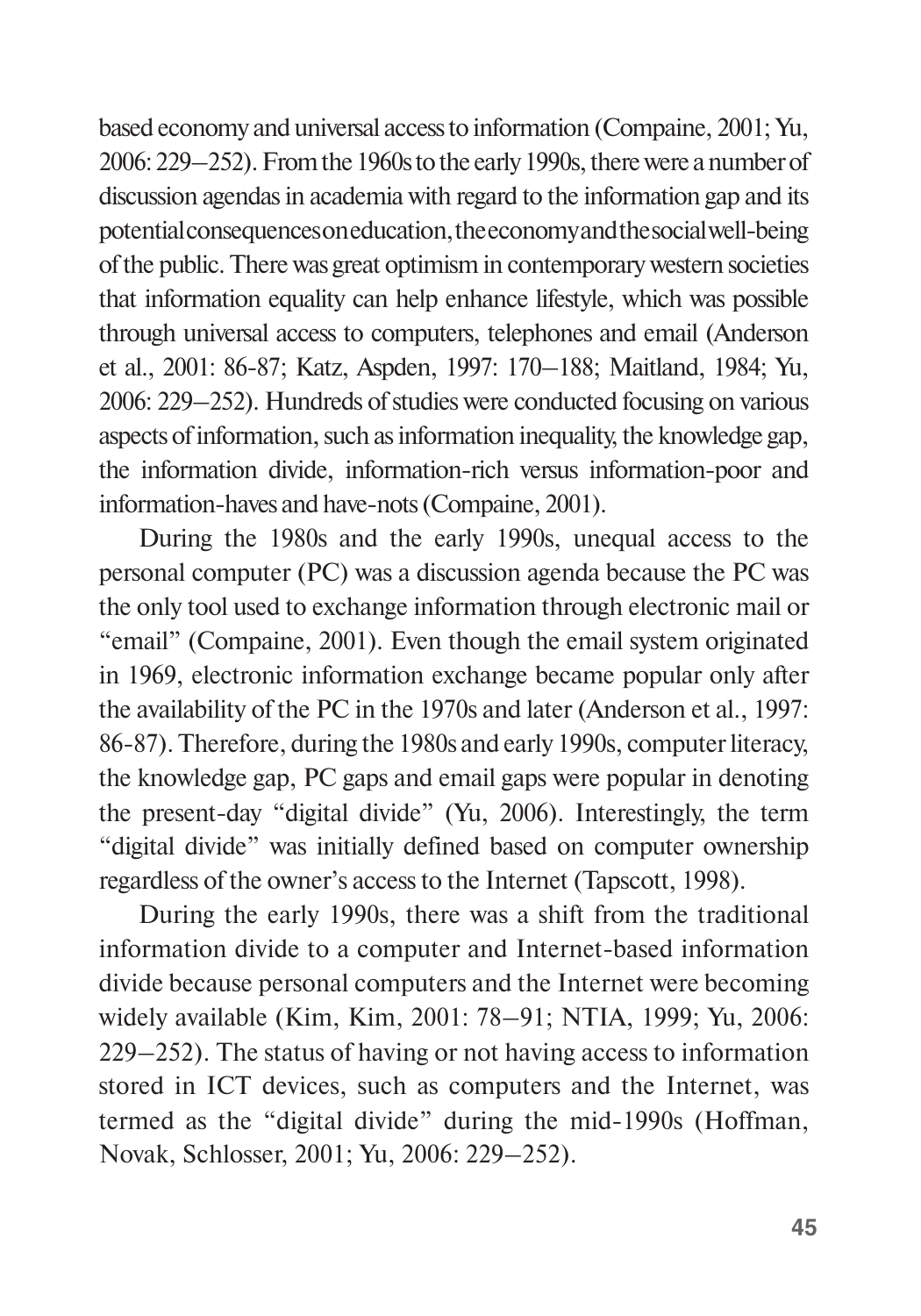based economy and universal access to information (Compaine, 2001; Yu, 2006: 229–252). From the 1960s to the early 1990s, there were a number of discussion agendas in academia with regard to the information gap and its potential consequences on education, the economy and the social well-being of the public. There was great optimism in contemporary western societies that information equality can help enhance lifestyle, which was possible through universal access to computers, telephones and email (Anderson et al., 2001: 86-87; Katz, Aspden, 1997: 170–188; Maitland, 1984; Yu, 2006: 229–252). Hundreds of studies were conducted focusing on various aspects of information, such as information inequality, the knowledge gap, the information divide, information-rich versus information-poor and information-haves and have-nots (Compaine, 2001).

During the 1980s and the early 1990s, unequal access to the personal computer (PC) was a discussion agenda because the PC was the only tool used to exchange information through electronic mail or "email" (Compaine, 2001). Even though the email system originated in 1969, electronic information exchange became popular only after the availability of the PC in the 1970s and later (Anderson et al., 1997: 86-87). Therefore, during the 1980s and early 1990s, computer literacy, the knowledge gap, PC gaps and email gaps were popular in denoting the present-day "digital divide" (Yu, 2006). Interestingly, the term "digital divide" was initially defined based on computer ownership regardless of the owner's access to the Internet (Tapscott, 1998).

During the early 1990s, there was a shift from the traditional information divide to a computer and Internet-based information divide because personal computers and the Internet were becoming widely available (Kim, Kim, 2001: 78–91; NTIA, 1999; Yu, 2006: 229–252). The status of having or not having access to information stored in ICT devices, such as computers and the Internet, was termed as the "digital divide" during the mid-1990s (Hoffman, Novak, Schlosser, 2001; Yu, 2006: 229–252).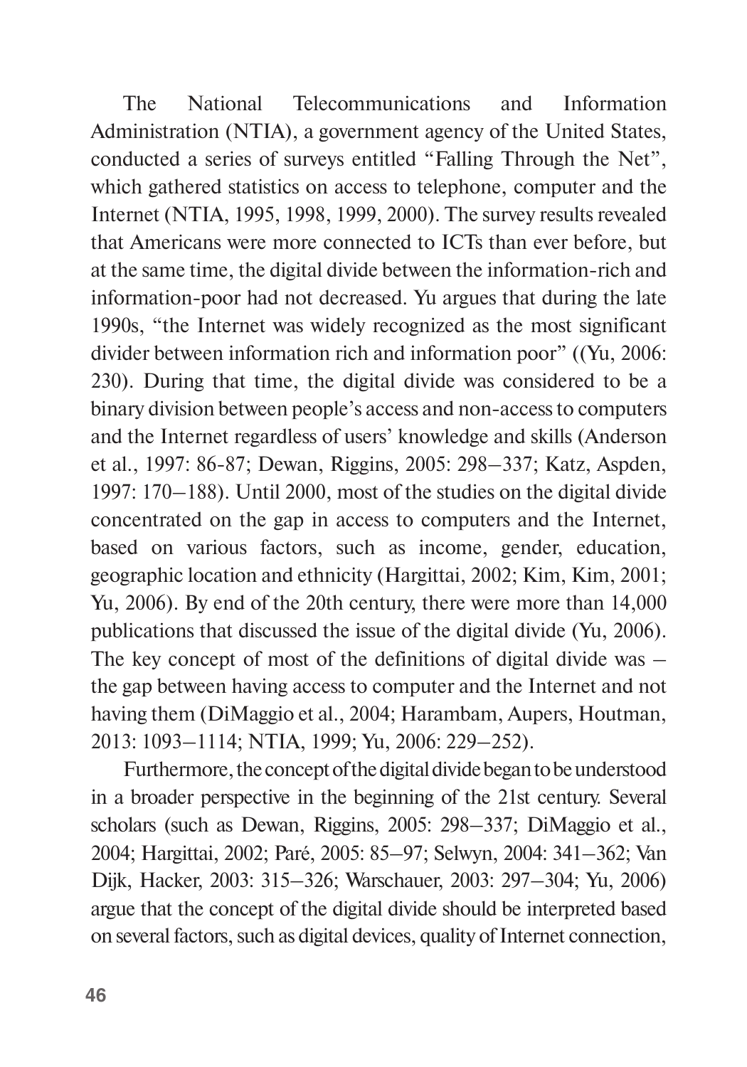The National Telecommunications and Information Administration (NTIA), a government agency of the United States, conducted a series of surveys entitled "Falling Through the Net", which gathered statistics on access to telephone, computer and the Internet (NTIA, 1995, 1998, 1999, 2000). The survey results revealed that Americans were more connected to ICTs than ever before, but at the same time, the digital divide between the information-rich and information-poor had not decreased. Yu argues that during the late 1990s, "the Internet was widely recognized as the most significant divider between information rich and information poor" ((Yu, 2006: 230). During that time, the digital divide was considered to be a binary division between people's access and non-access to computers and the Internet regardless of users' knowledge and skills (Anderson et al., 1997: 86-87; Dewan, Riggins, 2005: 298–337; Katz, Aspden, 1997: 170–188). Until 2000, most of the studies on the digital divide concentrated on the gap in access to computers and the Internet, based on various factors, such as income, gender, education, geographic location and ethnicity (Hargittai, 2002; Kim, Kim, 2001; Yu, 2006). By end of the 20th century, there were more than 14,000 publications that discussed the issue of the digital divide (Yu, 2006). The key concept of most of the definitions of digital divide was – the gap between having access to computer and the Internet and not having them (DiMaggio et al., 2004; Harambam, Aupers, Houtman, 2013: 1093–1114; NTIA, 1999; Yu, 2006: 229–252).

Furthermore, the concept of the digital divide began to be understood in a broader perspective in the beginning of the 21st century. Several scholars (such as Dewan, Riggins, 2005: 298–337; DiMaggio et al., 2004; Hargittai, 2002; Paré, 2005: 85–97; Selwyn, 2004: 341–362; Van Dijk, Hacker, 2003: 315–326; Warschauer, 2003: 297–304; Yu, 2006) argue that the concept of the digital divide should be interpreted based on several factors, such as digital devices, quality of Internet connection,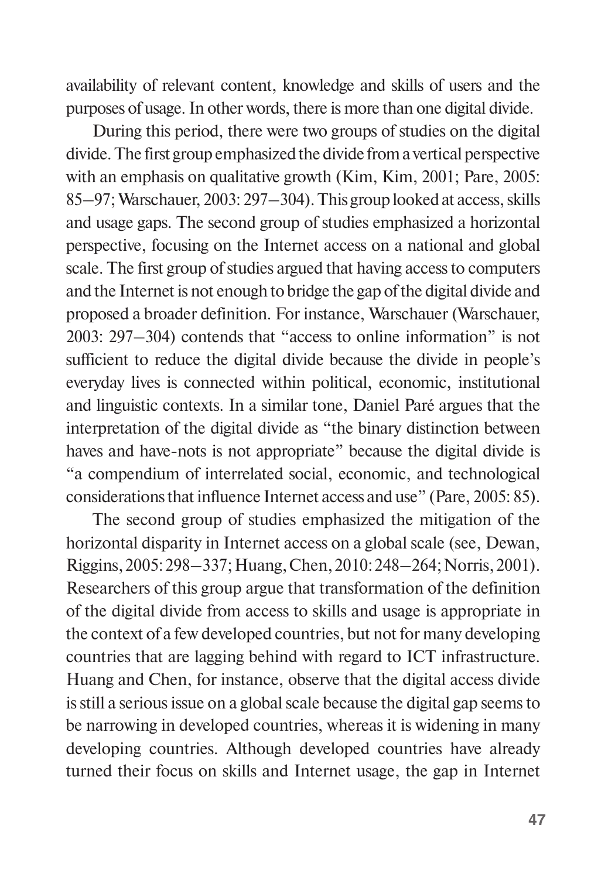availability of relevant content, knowledge and skills of users and the purposes of usage. In other words, there is more than one digital divide.

During this period, there were two groups of studies on the digital divide. The first group emphasized the divide from a vertical perspective with an emphasis on qualitative growth (Kim, Kim, 2001; Pare, 2005: 85–97; Warschauer, 2003: 297–304). This group looked at access, skills and usage gaps. The second group of studies emphasized a horizontal perspective, focusing on the Internet access on a national and global scale. The first group of studies argued that having access to computers and the Internet is not enough to bridge the gap of the digital divide and proposed a broader definition. For instance, Warschauer (Warschauer, 2003: 297–304) contends that "access to online information" is not sufficient to reduce the digital divide because the divide in people's everyday lives is connected within political, economic, institutional and linguistic contexts. In a similar tone, Daniel Paré argues that the interpretation of the digital divide as "the binary distinction between haves and have-nots is not appropriate" because the digital divide is "a compendium of interrelated social, economic, and technological considerations that influence Internet access and use" (Pare, 2005: 85).

The second group of studies emphasized the mitigation of the horizontal disparity in Internet access on a global scale (see, Dewan, Riggins, 2005: 298–337; Huang, Chen, 2010: 248–264; Norris, 2001). Researchers of this group argue that transformation of the definition of the digital divide from access to skills and usage is appropriate in the context of a few developed countries, but not for many developing countries that are lagging behind with regard to ICT infrastructure. Huang and Chen, for instance, observe that the digital access divide is still a serious issue on a global scale because the digital gap seems to be narrowing in developed countries, whereas it is widening in many developing countries. Although developed countries have already turned their focus on skills and Internet usage, the gap in Internet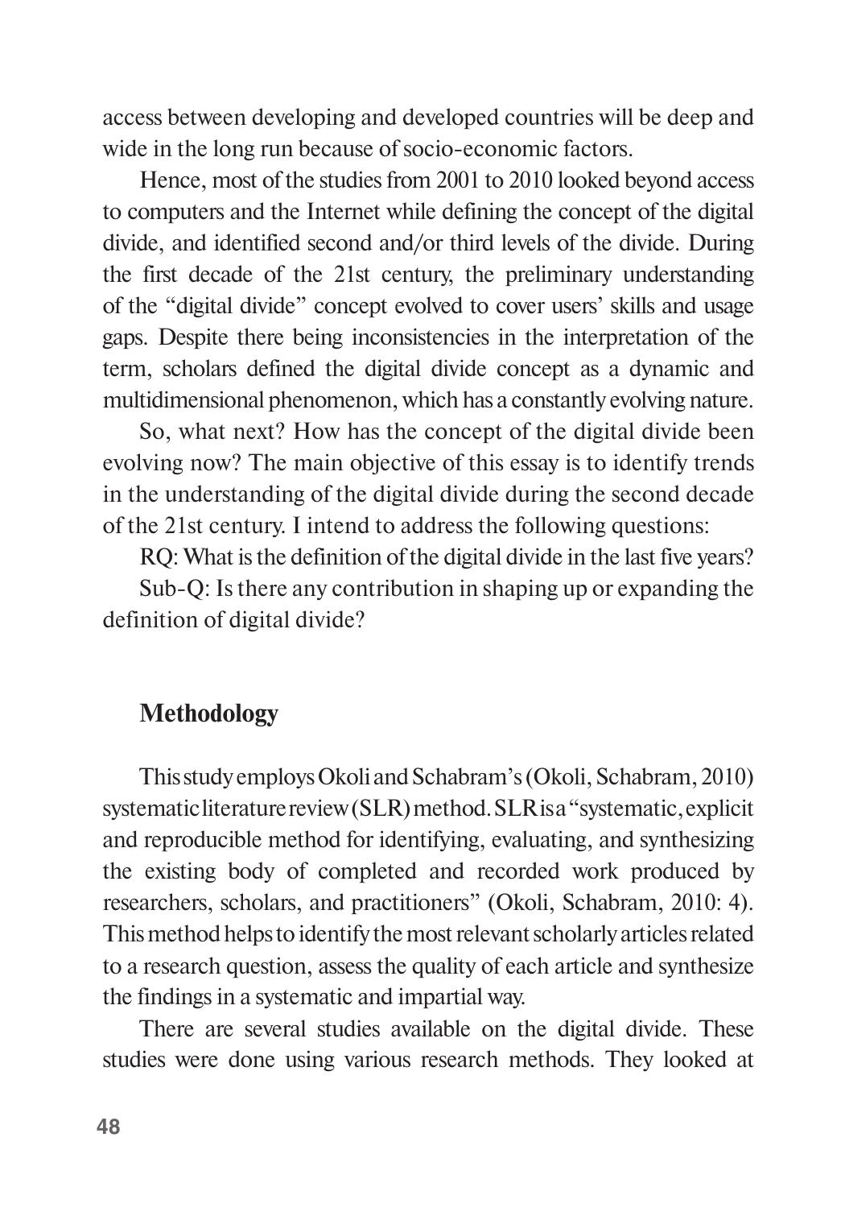access between developing and developed countries will be deep and wide in the long run because of socio-economic factors.

Hence, most of the studies from 2001 to 2010 looked beyond access to computers and the Internet while defining the concept of the digital divide, and identified second and/or third levels of the divide. During the first decade of the 21st century, the preliminary understanding of the "digital divide" concept evolved to cover users' skills and usage gaps. Despite there being inconsistencies in the interpretation of the term, scholars defined the digital divide concept as a dynamic and multidimensional phenomenon, which has a constantly evolving nature.

So, what next? How has the concept of the digital divide been evolving now? The main objective of this essay is to identify trends in the understanding of the digital divide during the second decade of the 21st century. I intend to address the following questions:

RQ: What is the definition of the digital divide in the last five years?

Sub-Q: Is there any contribution in shaping up or expanding the definition of digital divide?

## Methodology

This study employs Okoli and Schabram's (Okoli, Schabram, 2010) systematic literature review (SLR) method. SLR is a "systematic, explicit and reproducible method for identifying, evaluating, and synthesizing the existing body of completed and recorded work produced by researchers, scholars, and practitioners" (Okoli, Schabram, 2010: 4). This method helps to identify the most relevant scholarly articles related to a research question, assess the quality of each article and synthesize the findings in a systematic and impartial way.

There are several studies available on the digital divide. These studies were done using various research methods. They looked at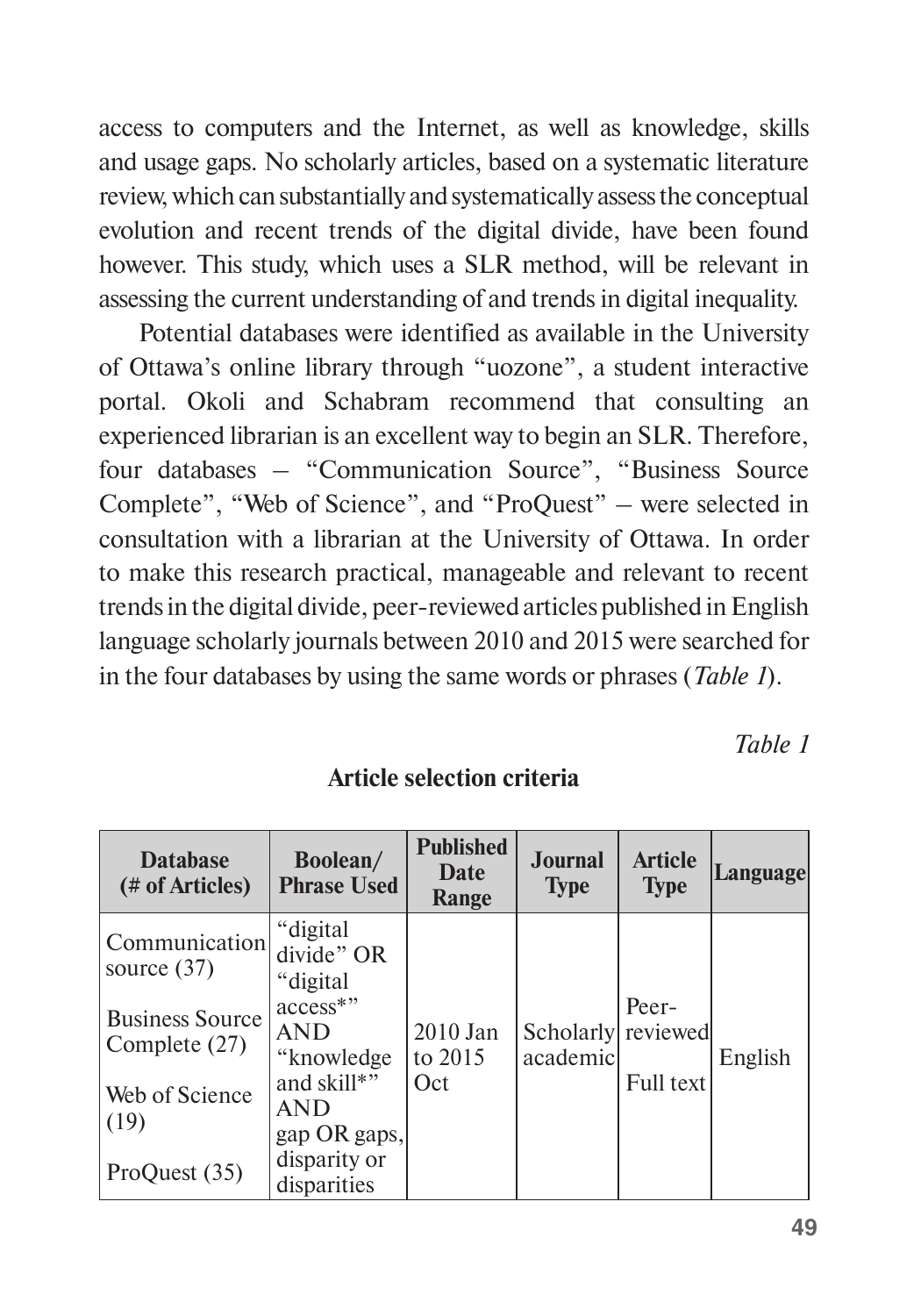access to computers and the Internet, as well as knowledge, skills and usage gaps. No scholarly articles, based on a systematic literature review, which can substantially and systematically assess the conceptual evolution and recent trends of the digital divide, have been found however. This study, which uses a SLR method, will be relevant in assessing the current understanding of and trends in digital inequality.

Potential databases were identified as available in the University of Ottawa's online library through "uozone", a student interactive portal. Okoli and Schabram recommend that consulting an experienced librarian is an excellent way to begin an SLR. Therefore, four databases – "Communication Source", "Business Source Complete", "Web of Science", and "ProQuest" – were selected in consultation with a librarian at the University of Ottawa. In order to make this research practical, manageable and relevant to recent trends in the digital divide, peer-reviewed articles published in English language scholarly journals between 2010 and 2015 were searched for in the four databases by using the same words or phrases (*Table 1*).

*Table 1*

**Article selection criteria**

| Database (# of Articles) | Boolean/ Phrase Used | Published Date Range | Journal Type | Article Type | Language |
|---|---|---|---|---|---|
| Communication source (37)<br>Business Source Complete (27)<br>Web of Science (19)<br>ProQuest (35) | "digital divide" OR "digital access*" AND "knowledge and skill*" AND gap OR gaps, disparity or disparities | 2010 Jan to 2015 Oct | Scholarly academic | Peer-reviewed<br>Full text | English |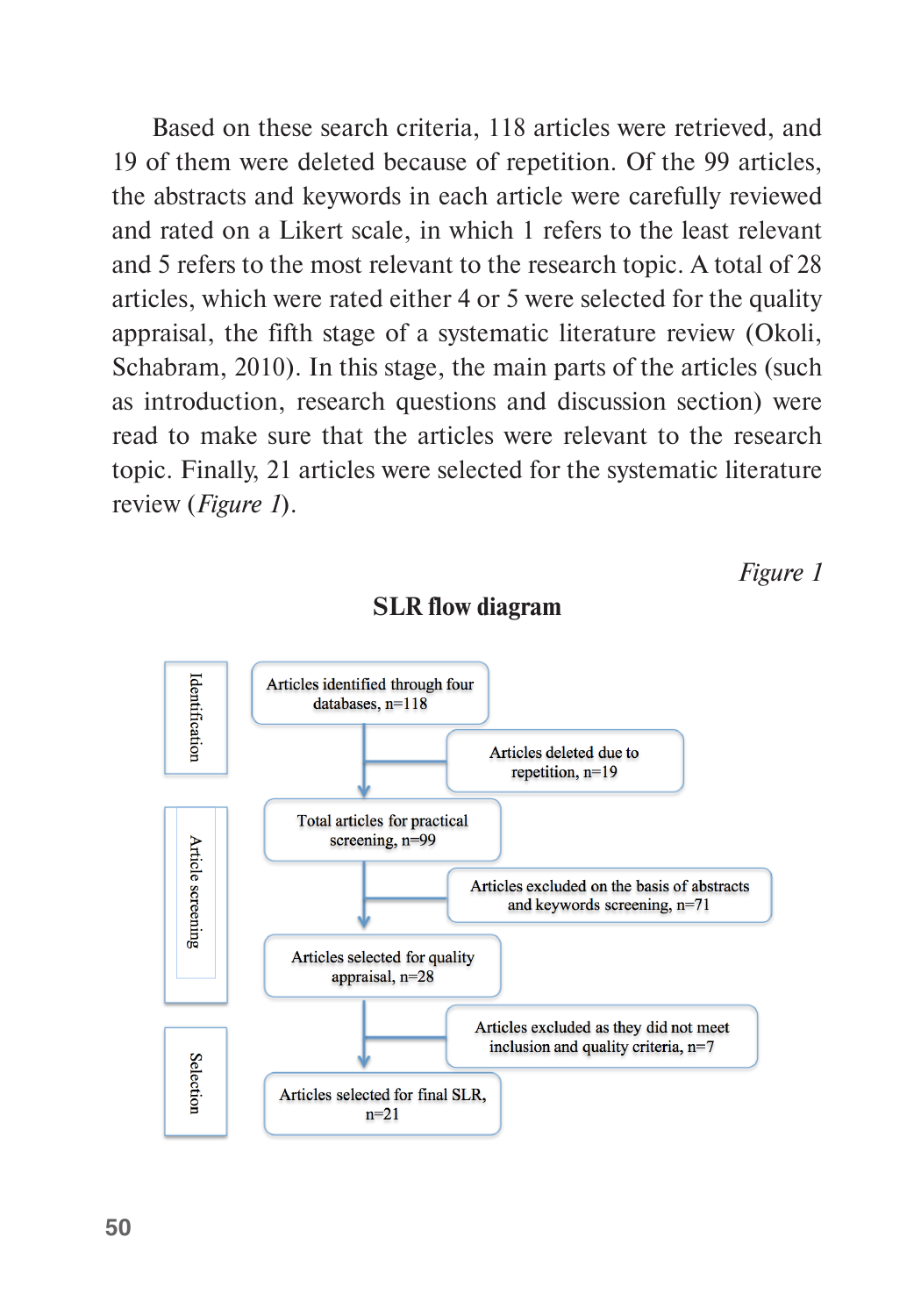Based on these search criteria, 118 articles were retrieved, and 19 of them were deleted because of repetition. Of the 99 articles, the abstracts and keywords in each article were carefully reviewed and rated on a Likert scale, in which 1 refers to the least relevant and 5 refers to the most relevant to the research topic. A total of 28 articles, which were rated either 4 or 5 were selected for the quality appraisal, the fifth stage of a systematic literature review (Okoli, Schabram, 2010). In this stage, the main parts of the articles (such as introduction, research questions and discussion section) were read to make sure that the articles were relevant to the research topic. Finally, 21 articles were selected for the systematic literature review (*Figure 1*).

*Figure 1*

**SLR flow diagram**

**Identification**
- Articles identified through four databases, n=118
  - Articles deleted due to repetition, n=19

**Article screening**
- Total articles for practical screening, n=99
  - Articles excluded on the basis of abstracts and keywords screening, n=71
- Articles selected for quality appraisal, n=28
  - Articles excluded as they did not meet inclusion and quality criteria, n=7

**Selection**
- Articles selected for final SLR, n=21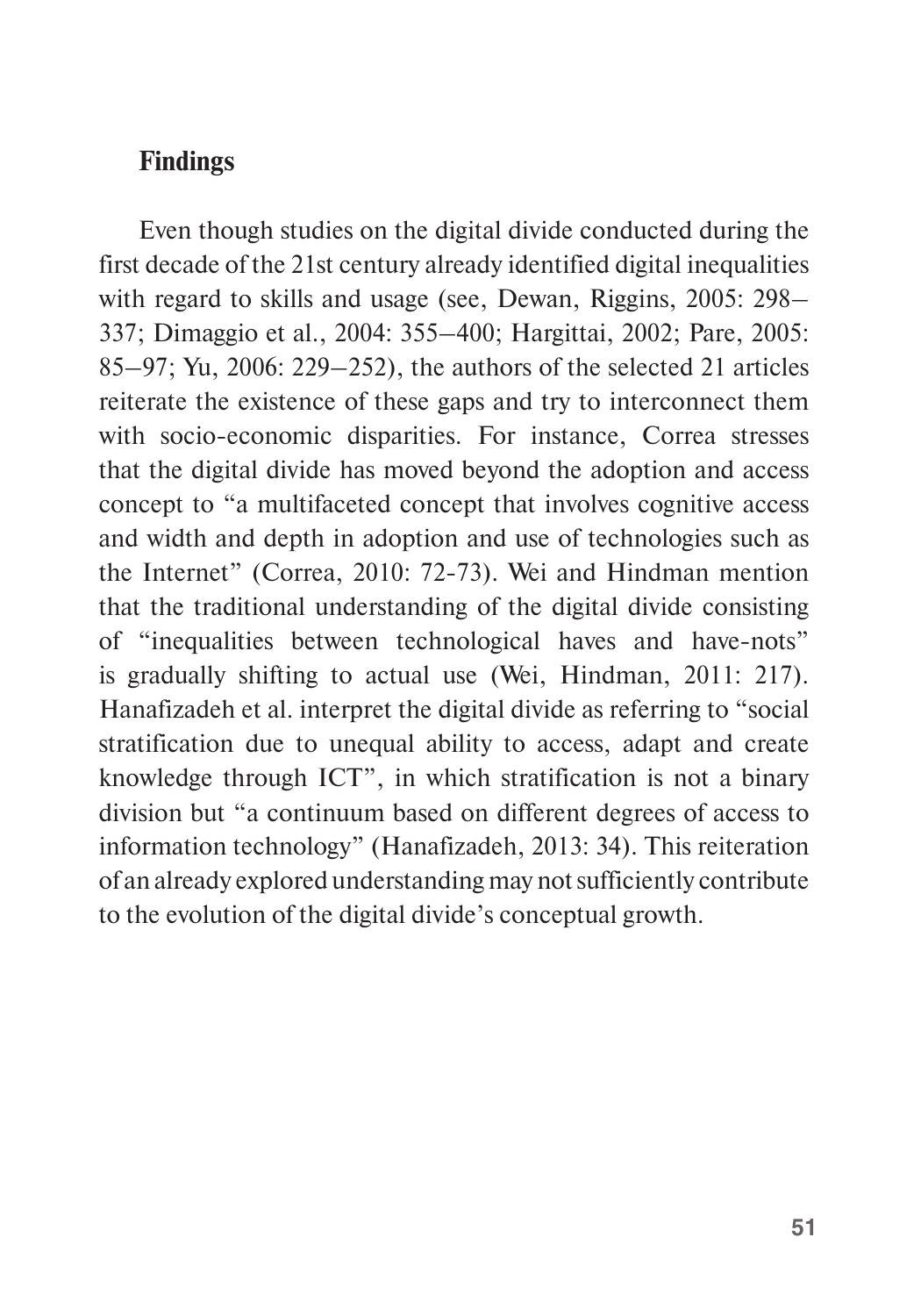## Findings

Even though studies on the digital divide conducted during the first decade of the 21st century already identified digital inequalities with regard to skills and usage (see, Dewan, Riggins, 2005: 298–337; Dimaggio et al., 2004: 355–400; Hargittai, 2002; Pare, 2005: 85–97; Yu, 2006: 229–252), the authors of the selected 21 articles reiterate the existence of these gaps and try to interconnect them with socio-economic disparities. For instance, Correa stresses that the digital divide has moved beyond the adoption and access concept to "a multifaceted concept that involves cognitive access and width and depth in adoption and use of technologies such as the Internet" (Correa, 2010: 72-73). Wei and Hindman mention that the traditional understanding of the digital divide consisting of "inequalities between technological haves and have-nots" is gradually shifting to actual use (Wei, Hindman, 2011: 217). Hanafizadeh et al. interpret the digital divide as referring to "social stratification due to unequal ability to access, adapt and create knowledge through ICT", in which stratification is not a binary division but "a continuum based on different degrees of access to information technology" (Hanafizadeh, 2013: 34). This reiteration of an already explored understanding may not sufficiently contribute to the evolution of the digital divide's conceptual growth.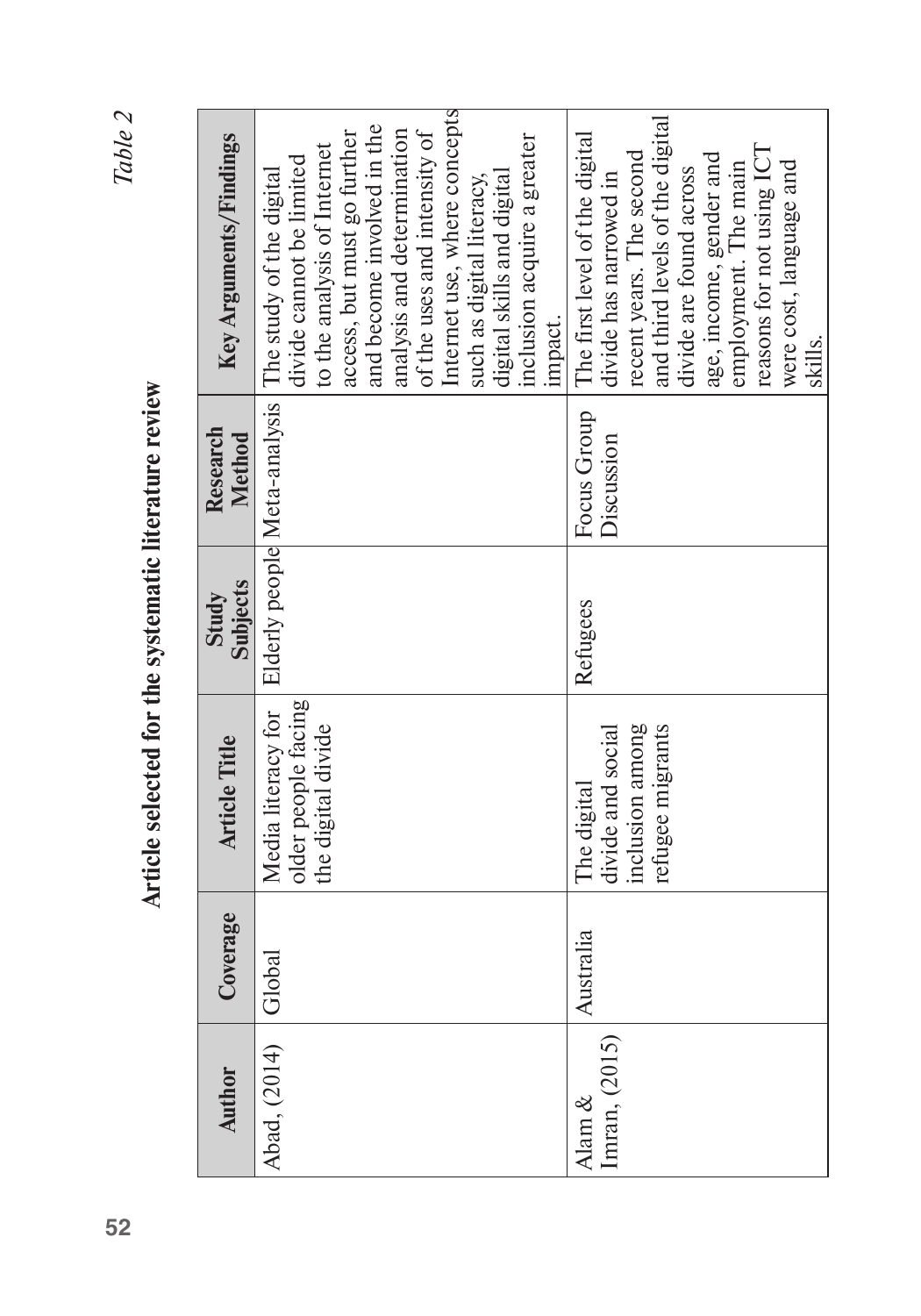*Table 2*

**Article selected for the systematic literature review**

| Author | Coverage | Article Title | Study Subjects | Research Method | Key Arguments/Findings |
|---|---|---|---|---|---|
| Abad, (2014) | Global | Media literacy for older people facing the digital divide | Elderly people | Meta-analysis | The study of the digital divide cannot be limited to the analysis of Internet access, but must go further and become involved in the analysis and determination of the uses and intensity of Internet use, where concepts such as digital literacy, digital skills and digital inclusion acquire a greater impact. |
| Alam & Imran, (2015) | Australia | The digital divide and social inclusion among refugee migrants | Refugees | Focus Group Discussion | The first level of the digital divide has narrowed in recent years. The second and third levels of the digital divide are found across age, income, gender and employment. The main reasons for not using ICT were cost, language and skills. |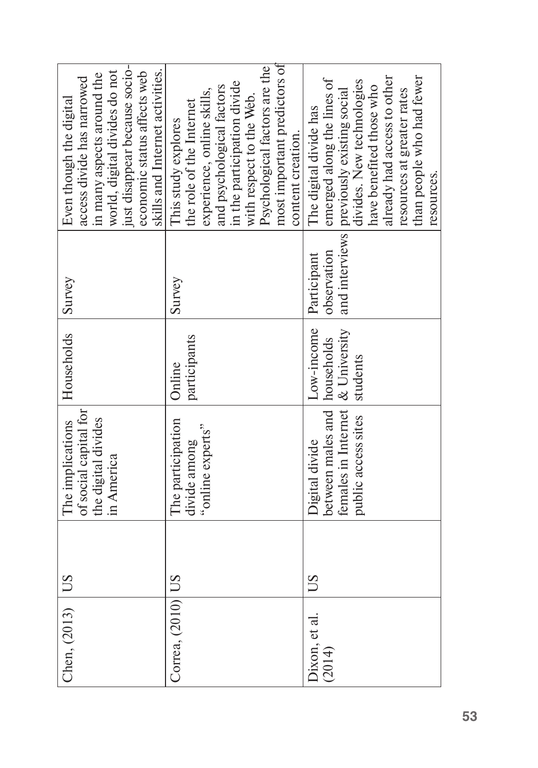| | | | | | |
|---|---|---|---|---|---|
| Chen, (2013) | US | The implications of social capital for the digital divides in America | Households | Survey | Even though the digital access divide has narrowed in many aspects around the world, digital divides do not just disappear because socio-economic status affects web skills and Internet activities. |
| Correa, (2010) | US | The participation divide among "online experts" | Online participants | Survey | This study explores the role of the Internet experience, online skills, and psychological factors in the participation divide with respect to the Web. Psychological factors are the most important predictors of content creation. |
| Dixon, et al. (2014) | US | Digital divide between males and females in Internet public access sites | Low-income households & University students | Participant observation and interviews | The digital divide has emerged along the lines of previously existing social divides. New technologies have benefited those who already had access to other resources at greater rates than people who had fewer resources. |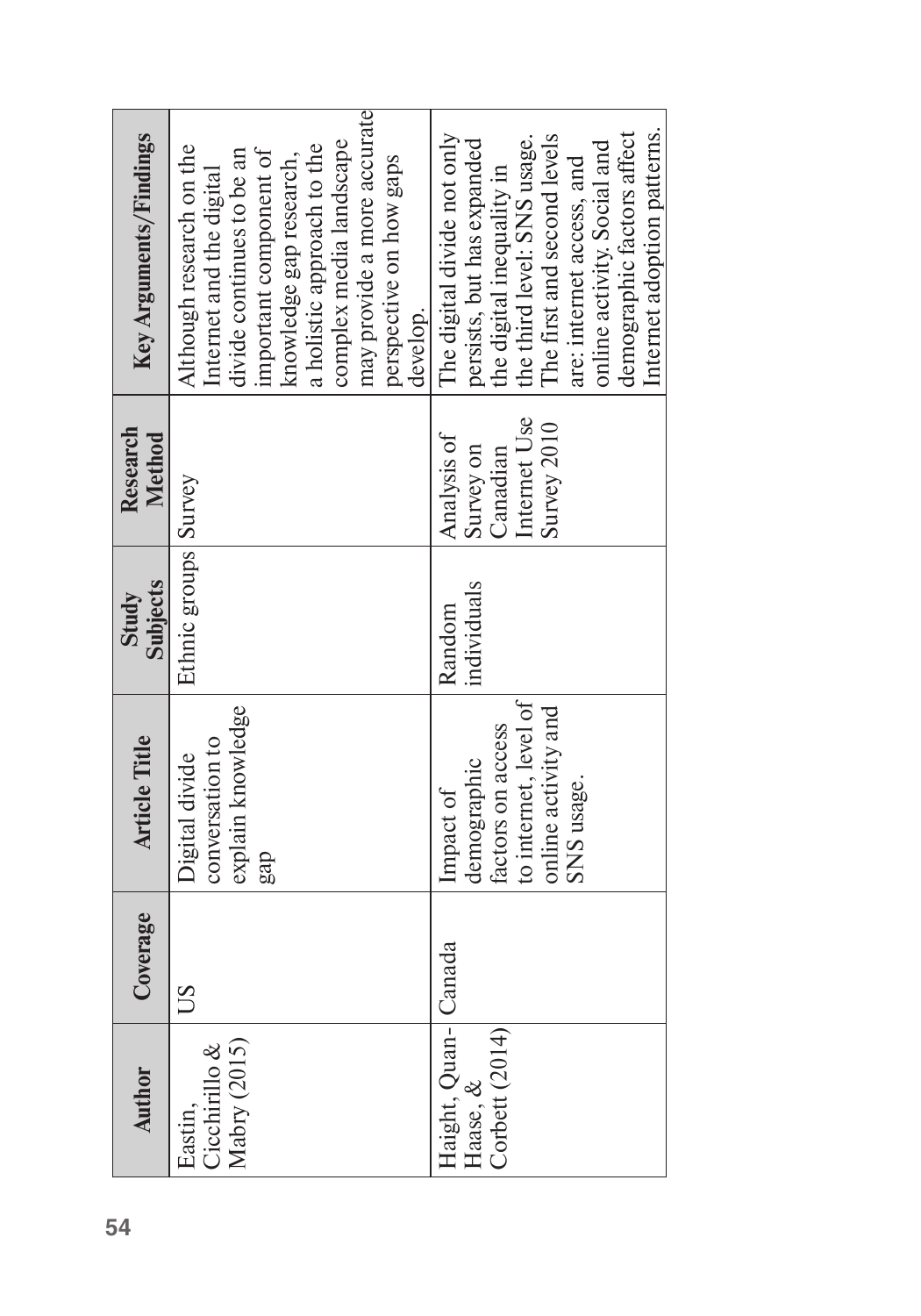| Author | Coverage | Article Title | Study Subjects | Research Method | Key Arguments/Findings |
|---|---|---|---|---|---|
| Eastin, Cicchirillo & Mabry (2015) | US | Digital divide conversation to explain knowledge gap | Ethnic groups | Survey | Although research on the Internet and the digital divide continues to be an important component of knowledge gap research, a holistic approach to the complex media landscape may provide a more accurate perspective on how gaps develop. |
| Haight, Quan-Haase, & Corbett (2014) | Canada | Impact of demographic factors on access to internet, level of online activity and SNS usage. | Random individuals | Analysis of Survey on Canadian Internet Use Survey 2010 | The digital divide not only persists, but has expanded the digital inequality in the third level: SNS usage. The first and second levels are: internet access, and online activity. Social and demographic factors affect Internet adoption patterns. |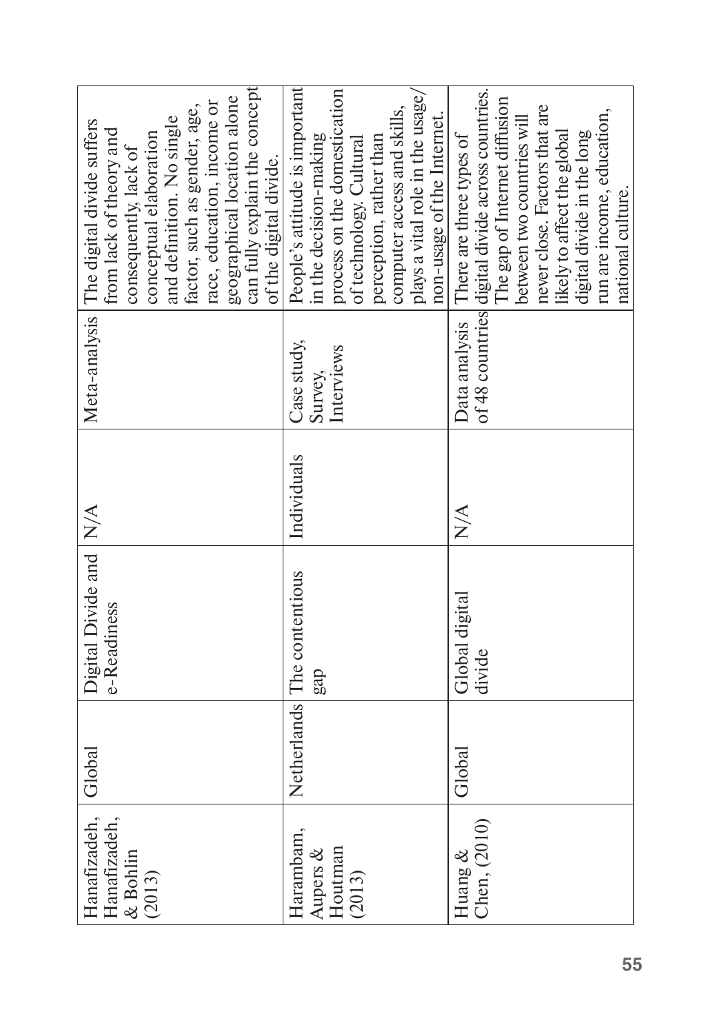| | | | | | |
|---|---|---|---|---|---|
| Hanafizadeh, Hanafizadeh, & Bohlin (2013) | Global | Digital Divide and e-Readiness | N/A | Meta-analysis | The digital divide suffers from lack of theory and consequently, lack of conceptual elaboration and definition. No single factor, such as gender, age, race, education, income or geographical location alone can fully explain the concept of the digital divide. |
| Harambam, Aupers & Houtman (2013) | Netherlands | The contentious gap | Individuals | Case study, Survey, Interviews | People's attitude is important in the decision-making process on the domestication of technology. Cultural perception, rather than computer access and skills, plays a vital role in the usage/non-usage of the Internet. |
| Huang & Chen, (2010) | Global | Global digital divide | N/A | Data analysis of 48 countries | There are three types of digital divide across countries. The gap of Internet diffusion between two countries will never close. Factors that are likely to affect the global digital divide in the long run are income, education, national culture. |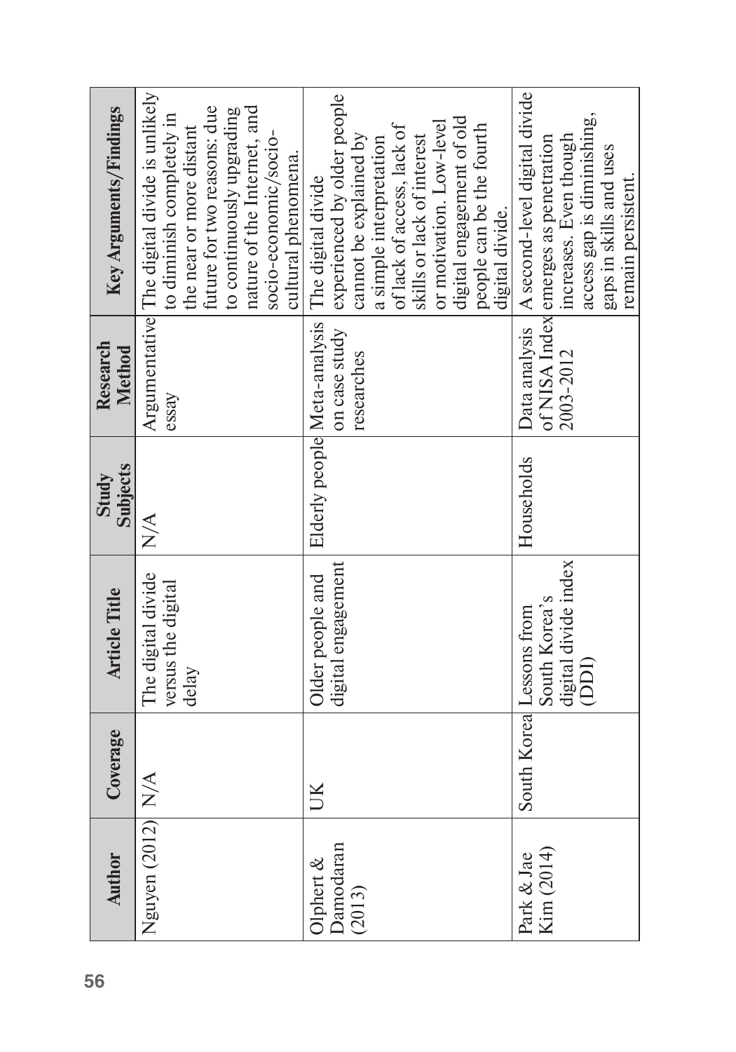| Author | Coverage | Article Title | Study Subjects | Research Method | Key Arguments/Findings |
|---|---|---|---|---|---|
| Nguyen (2012) | N/A | The digital divide versus the digital delay | N/A | Argumentative essay | The digital divide is unlikely to diminish completely in the near or more distant future for two reasons: due to continuously upgrading nature of the Internet, and socio-economic/socio-cultural phenomena. |
| Olphert & Damodaran (2013) | UK | Older people and digital engagement | Elderly people | Meta-analysis on case study researches | The digital divide experienced by older people cannot be explained by a simple interpretation of lack of access, lack of skills or lack of interest or motivation. Low-level digital engagement of old people can be the fourth digital divide. |
| Park & Jae Kim (2014) | South Korea | Lessons from South Korea's digital divide index (DDI) | Households | Data analysis of NISA Index 2003-2012 | A second-level digital divide emerges as penetration increases. Even though access gap is diminishing, gaps in skills and uses remain persistent. |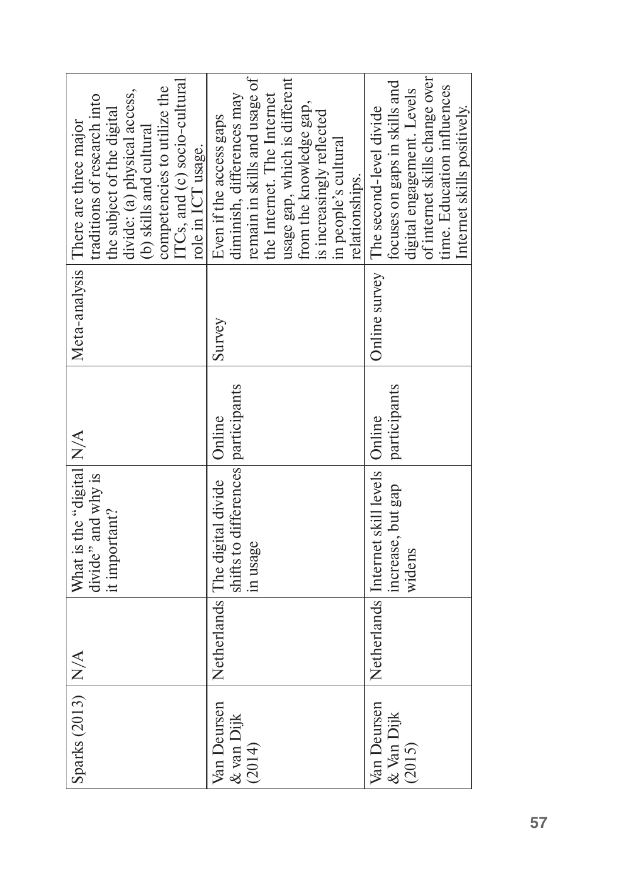| Sparks (2013) | N/A | What is the "digital divide" and why is it important? | N/A | Meta-analysis | There are three major traditions of research into the subject of the digital divide: (a) physical access, (b) skills and cultural competencies to utilize the ITCs, and (c) socio-cultural role in ICT usage. |
|---|---|---|---|---|---|
| Van Deursen & van Dijk (2014) | Netherlands | The digital divide shifts to differences in usage | Online participants | Survey | Even if the access gaps diminish, differences may remain in skills and usage of the Internet. The Internet usage gap, which is different from the knowledge gap, is increasingly reflected in people's cultural relationships. |
| Van Deursen & Van Dijk (2015) | Netherlands | Internet skill levels increase, but gap widens | Online participants | Online survey | The second-level divide focuses on gaps in skills and digital engagement. Levels of internet skills change over time. Education influences Internet skills positively. |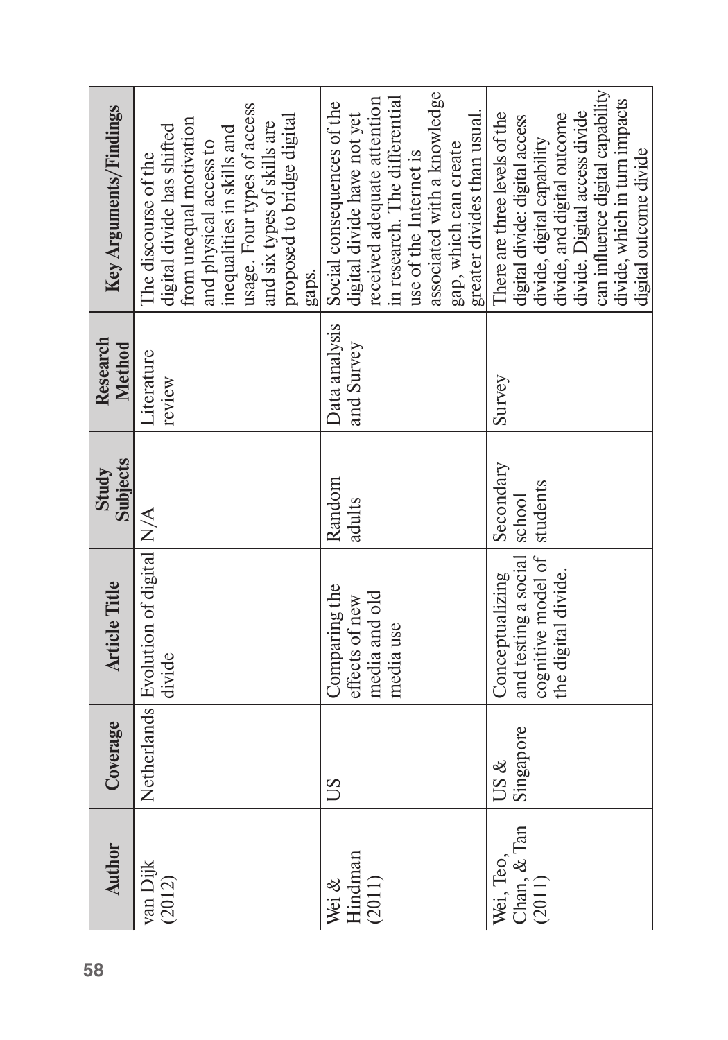| Author | Coverage | Article Title | Study Subjects | Research Method | Key Arguments/Findings |
|---|---|---|---|---|---|
| van Dijk (2012) | Netherlands | Evolution of digital divide | N/A | Literature review | The discourse of the digital divide has shifted from unequal motivation and physical access to inequalities in skills and usage. Four types of access and six types of skills are proposed to bridge digital gaps. |
| Wei & Hindman (2011) | US | Comparing the effects of new media and old media use | Random adults | Data analysis and Survey | Social consequences of the digital divide have not yet received adequate attention in research. The differential use of the Internet is associated with a knowledge gap, which can create greater divides than usual. |
| Wei, Teo, Chan, & Tan (2011) | US & Singapore | Conceptualizing and testing a social cognitive model of the digital divide. | Secondary school students | Survey | There are three levels of the digital divide: digital access divide, digital capability divide, and digital outcome divide. Digital access divide can influence digital capability divide, which in turn impacts digital outcome divide |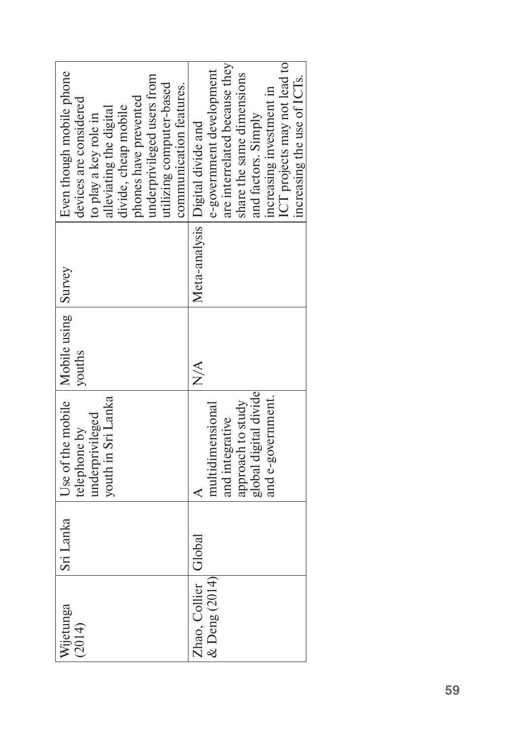| | | | | | |
|---|---|---|---|---|---|
| Wijetunga (2014) | Sri Lanka | Use of the mobile telephone by underprivileged youth in Sri Lanka | Mobile using youths | Survey | Even though mobile phone devices are considered to play a key role in alleviating the digital divide, cheap mobile phones have prevented underprivileged users from utilizing computer-based communication features. |
| Zhao, Collier & Deng (2014) | Global | A multidimensional and integrative approach to study global digital divide and e-government. | N/A | Meta-analysis | Digital divide and e-government development are interrelated because they share the same dimensions and factors. Simply increasing investment in ICT projects may not lead to increasing the use of ICTs. |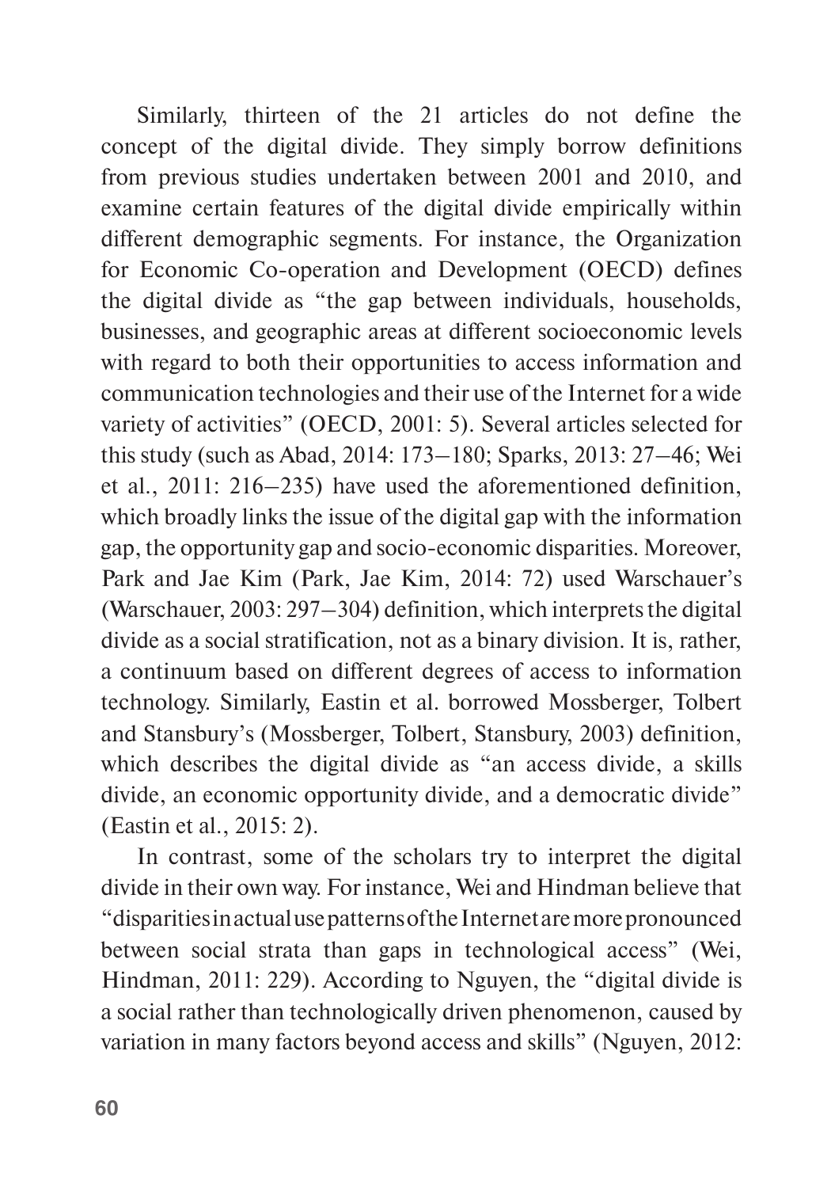Similarly, thirteen of the 21 articles do not define the concept of the digital divide. They simply borrow definitions from previous studies undertaken between 2001 and 2010, and examine certain features of the digital divide empirically within different demographic segments. For instance, the Organization for Economic Co-operation and Development (OECD) defines the digital divide as "the gap between individuals, households, businesses, and geographic areas at different socioeconomic levels with regard to both their opportunities to access information and communication technologies and their use of the Internet for a wide variety of activities" (OECD, 2001: 5). Several articles selected for this study (such as Abad, 2014: 173–180; Sparks, 2013: 27–46; Wei et al., 2011: 216–235) have used the aforementioned definition, which broadly links the issue of the digital gap with the information gap, the opportunity gap and socio-economic disparities. Moreover, Park and Jae Kim (Park, Jae Kim, 2014: 72) used Warschauer's (Warschauer, 2003: 297–304) definition, which interprets the digital divide as a social stratification, not as a binary division. It is, rather, a continuum based on different degrees of access to information technology. Similarly, Eastin et al. borrowed Mossberger, Tolbert and Stansbury's (Mossberger, Tolbert, Stansbury, 2003) definition, which describes the digital divide as "an access divide, a skills divide, an economic opportunity divide, and a democratic divide" (Eastin et al., 2015: 2).

In contrast, some of the scholars try to interpret the digital divide in their own way. For instance, Wei and Hindman believe that "disparities in actual use patterns of the Internet are more pronounced between social strata than gaps in technological access" (Wei, Hindman, 2011: 229). According to Nguyen, the "digital divide is a social rather than technologically driven phenomenon, caused by variation in many factors beyond access and skills" (Nguyen, 2012: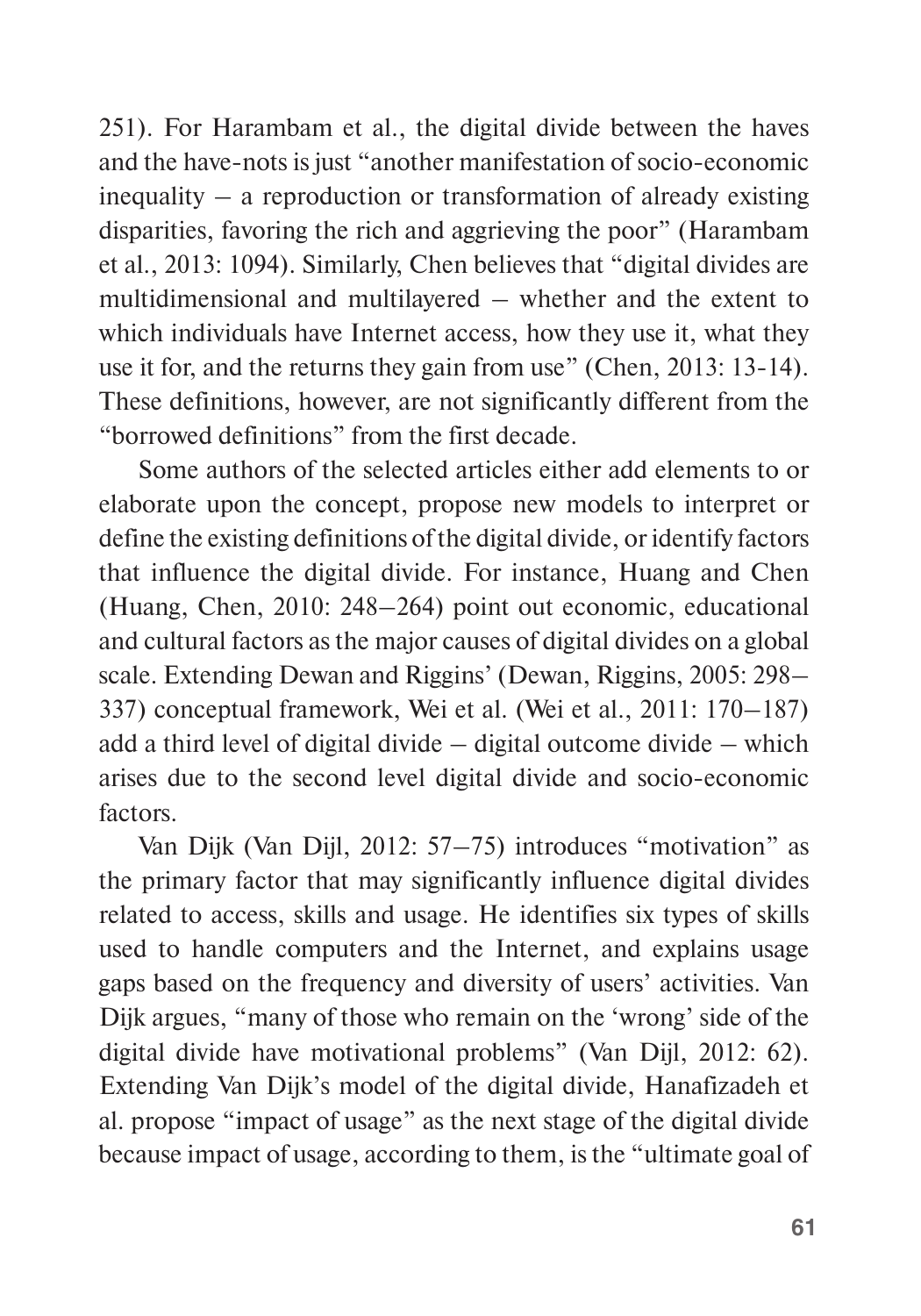251). For Harambam et al., the digital divide between the haves and the have-nots is just "another manifestation of socio-economic inequality – a reproduction or transformation of already existing disparities, favoring the rich and aggrieving the poor" (Harambam et al., 2013: 1094). Similarly, Chen believes that "digital divides are multidimensional and multilayered – whether and the extent to which individuals have Internet access, how they use it, what they use it for, and the returns they gain from use" (Chen, 2013: 13-14). These definitions, however, are not significantly different from the "borrowed definitions" from the first decade.

Some authors of the selected articles either add elements to or elaborate upon the concept, propose new models to interpret or define the existing definitions of the digital divide, or identify factors that influence the digital divide. For instance, Huang and Chen (Huang, Chen, 2010: 248–264) point out economic, educational and cultural factors as the major causes of digital divides on a global scale. Extending Dewan and Riggins' (Dewan, Riggins, 2005: 298–337) conceptual framework, Wei et al. (Wei et al., 2011: 170–187) add a third level of digital divide – digital outcome divide – which arises due to the second level digital divide and socio-economic factors.

Van Dijk (Van Dijl, 2012: 57–75) introduces "motivation" as the primary factor that may significantly influence digital divides related to access, skills and usage. He identifies six types of skills used to handle computers and the Internet, and explains usage gaps based on the frequency and diversity of users' activities. Van Dijk argues, "many of those who remain on the 'wrong' side of the digital divide have motivational problems" (Van Dijl, 2012: 62). Extending Van Dijk's model of the digital divide, Hanafizadeh et al. propose "impact of usage" as the next stage of the digital divide because impact of usage, according to them, is the "ultimate goal of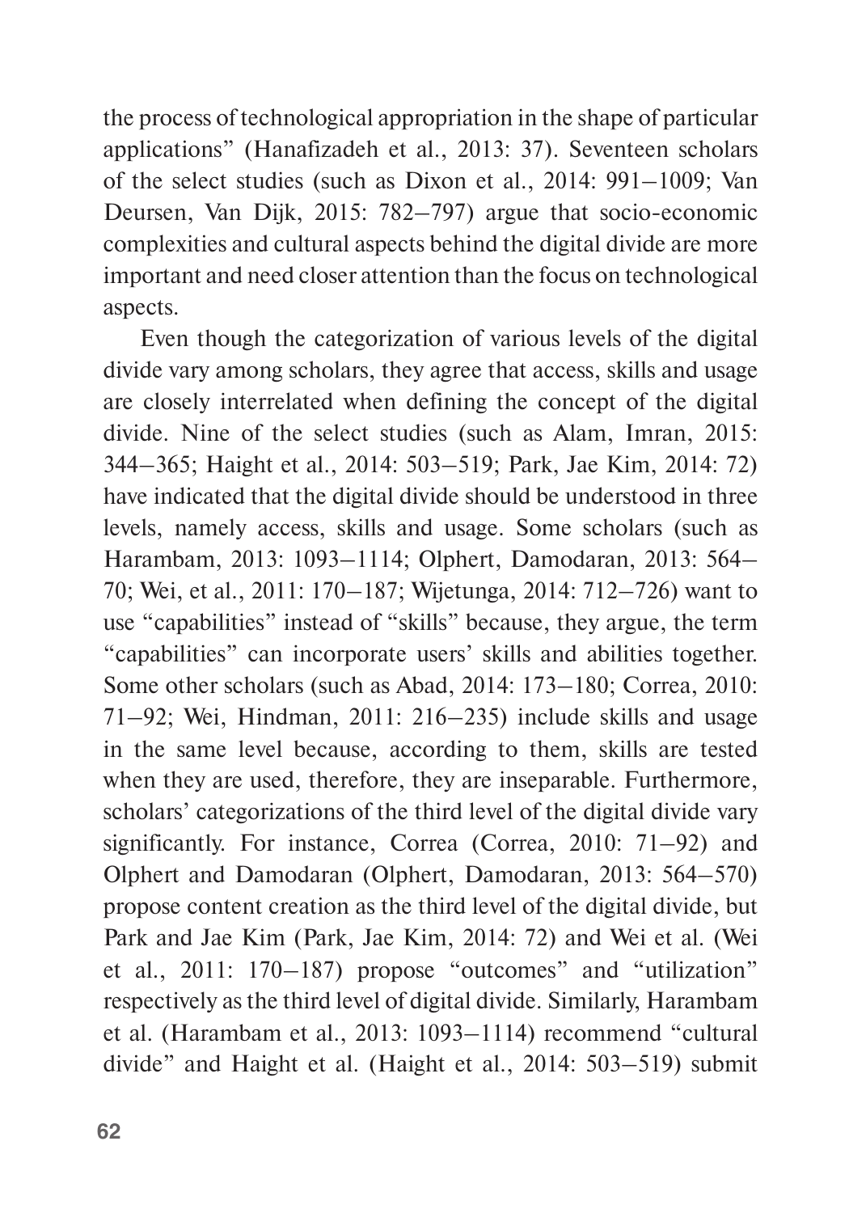the process of technological appropriation in the shape of particular applications" (Hanafizadeh et al., 2013: 37). Seventeen scholars of the select studies (such as Dixon et al., 2014: 991–1009; Van Deursen, Van Dijk, 2015: 782–797) argue that socio-economic complexities and cultural aspects behind the digital divide are more important and need closer attention than the focus on technological aspects.

Even though the categorization of various levels of the digital divide vary among scholars, they agree that access, skills and usage are closely interrelated when defining the concept of the digital divide. Nine of the select studies (such as Alam, Imran, 2015: 344–365; Haight et al., 2014: 503–519; Park, Jae Kim, 2014: 72) have indicated that the digital divide should be understood in three levels, namely access, skills and usage. Some scholars (such as Harambam, 2013: 1093–1114; Olphert, Damodaran, 2013: 564–70; Wei, et al., 2011: 170–187; Wijetunga, 2014: 712–726) want to use "capabilities" instead of "skills" because, they argue, the term "capabilities" can incorporate users' skills and abilities together. Some other scholars (such as Abad, 2014: 173–180; Correa, 2010: 71–92; Wei, Hindman, 2011: 216–235) include skills and usage in the same level because, according to them, skills are tested when they are used, therefore, they are inseparable. Furthermore, scholars' categorizations of the third level of the digital divide vary significantly. For instance, Correa (Correa, 2010: 71–92) and Olphert and Damodaran (Olphert, Damodaran, 2013: 564–570) propose content creation as the third level of the digital divide, but Park and Jae Kim (Park, Jae Kim, 2014: 72) and Wei et al. (Wei et al., 2011: 170–187) propose "outcomes" and "utilization" respectively as the third level of digital divide. Similarly, Harambam et al. (Harambam et al., 2013: 1093–1114) recommend "cultural divide" and Haight et al. (Haight et al., 2014: 503–519) submit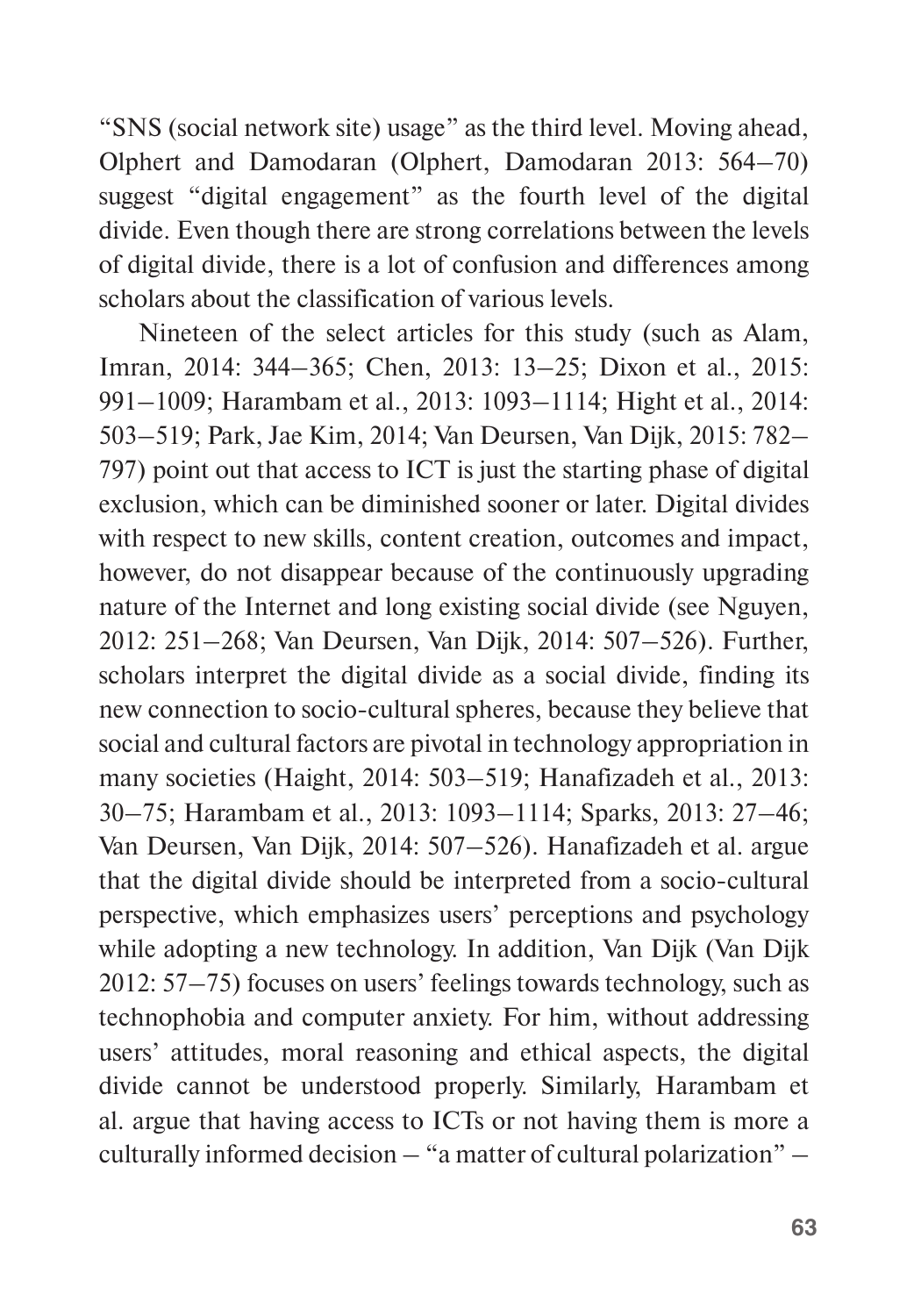"SNS (social network site) usage" as the third level. Moving ahead, Olphert and Damodaran (Olphert, Damodaran 2013: 564–70) suggest "digital engagement" as the fourth level of the digital divide. Even though there are strong correlations between the levels of digital divide, there is a lot of confusion and differences among scholars about the classification of various levels.

Nineteen of the select articles for this study (such as Alam, Imran, 2014: 344–365; Chen, 2013: 13–25; Dixon et al., 2015: 991–1009; Harambam et al., 2013: 1093–1114; Hight et al., 2014: 503–519; Park, Jae Kim, 2014; Van Deursen, Van Dijk, 2015: 782–797) point out that access to ICT is just the starting phase of digital exclusion, which can be diminished sooner or later. Digital divides with respect to new skills, content creation, outcomes and impact, however, do not disappear because of the continuously upgrading nature of the Internet and long existing social divide (see Nguyen, 2012: 251–268; Van Deursen, Van Dijk, 2014: 507–526). Further, scholars interpret the digital divide as a social divide, finding its new connection to socio-cultural spheres, because they believe that social and cultural factors are pivotal in technology appropriation in many societies (Haight, 2014: 503–519; Hanafizadeh et al., 2013: 30–75; Harambam et al., 2013: 1093–1114; Sparks, 2013: 27–46; Van Deursen, Van Dijk, 2014: 507–526). Hanafizadeh et al. argue that the digital divide should be interpreted from a socio-cultural perspective, which emphasizes users' perceptions and psychology while adopting a new technology. In addition, Van Dijk (Van Dijk 2012: 57–75) focuses on users' feelings towards technology, such as technophobia and computer anxiety. For him, without addressing users' attitudes, moral reasoning and ethical aspects, the digital divide cannot be understood properly. Similarly, Harambam et al. argue that having access to ICTs or not having them is more a culturally informed decision – "a matter of cultural polarization" –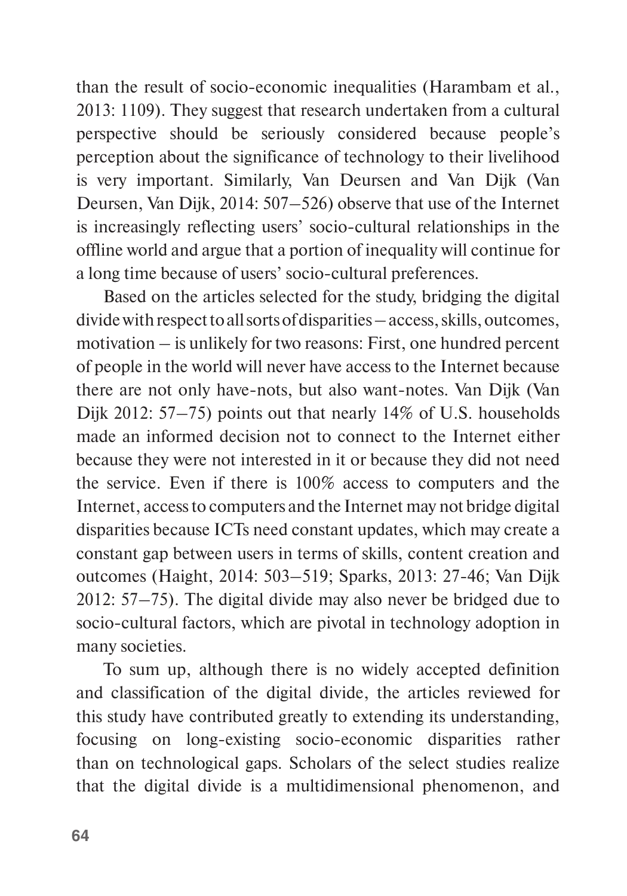than the result of socio-economic inequalities (Harambam et al., 2013: 1109). They suggest that research undertaken from a cultural perspective should be seriously considered because people's perception about the significance of technology to their livelihood is very important. Similarly, Van Deursen and Van Dijk (Van Deursen, Van Dijk, 2014: 507–526) observe that use of the Internet is increasingly reflecting users' socio-cultural relationships in the offline world and argue that a portion of inequality will continue for a long time because of users' socio-cultural preferences.

Based on the articles selected for the study, bridging the digital divide with respect to all sorts of disparities – access, skills, outcomes, motivation – is unlikely for two reasons: First, one hundred percent of people in the world will never have access to the Internet because there are not only have-nots, but also want-notes. Van Dijk (Van Dijk 2012: 57–75) points out that nearly 14% of U.S. households made an informed decision not to connect to the Internet either because they were not interested in it or because they did not need the service. Even if there is 100% access to computers and the Internet, access to computers and the Internet may not bridge digital disparities because ICTs need constant updates, which may create a constant gap between users in terms of skills, content creation and outcomes (Haight, 2014: 503–519; Sparks, 2013: 27-46; Van Dijk 2012: 57–75). The digital divide may also never be bridged due to socio-cultural factors, which are pivotal in technology adoption in many societies.

To sum up, although there is no widely accepted definition and classification of the digital divide, the articles reviewed for this study have contributed greatly to extending its understanding, focusing on long-existing socio-economic disparities rather than on technological gaps. Scholars of the select studies realize that the digital divide is a multidimensional phenomenon, and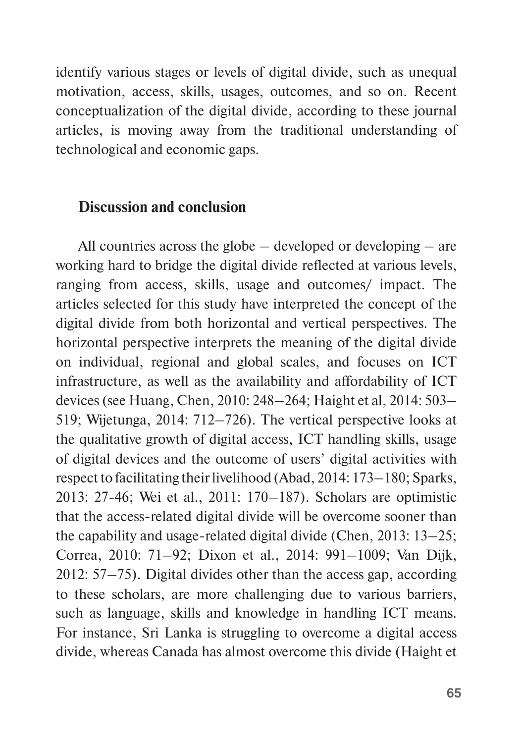identify various stages or levels of digital divide, such as unequal motivation, access, skills, usages, outcomes, and so on. Recent conceptualization of the digital divide, according to these journal articles, is moving away from the traditional understanding of technological and economic gaps.

## Discussion and conclusion

All countries across the globe – developed or developing – are working hard to bridge the digital divide reflected at various levels, ranging from access, skills, usage and outcomes/ impact. The articles selected for this study have interpreted the concept of the digital divide from both horizontal and vertical perspectives. The horizontal perspective interprets the meaning of the digital divide on individual, regional and global scales, and focuses on ICT infrastructure, as well as the availability and affordability of ICT devices (see Huang, Chen, 2010: 248–264; Haight et al, 2014: 503–519; Wijetunga, 2014: 712–726). The vertical perspective looks at the qualitative growth of digital access, ICT handling skills, usage of digital devices and the outcome of users' digital activities with respect to facilitating their livelihood (Abad, 2014: 173–180; Sparks, 2013: 27-46; Wei et al., 2011: 170–187). Scholars are optimistic that the access-related digital divide will be overcome sooner than the capability and usage-related digital divide (Chen, 2013: 13–25; Correa, 2010: 71–92; Dixon et al., 2014: 991–1009; Van Dijk, 2012: 57–75). Digital divides other than the access gap, according to these scholars, are more challenging due to various barriers, such as language, skills and knowledge in handling ICT means. For instance, Sri Lanka is struggling to overcome a digital access divide, whereas Canada has almost overcome this divide (Haight et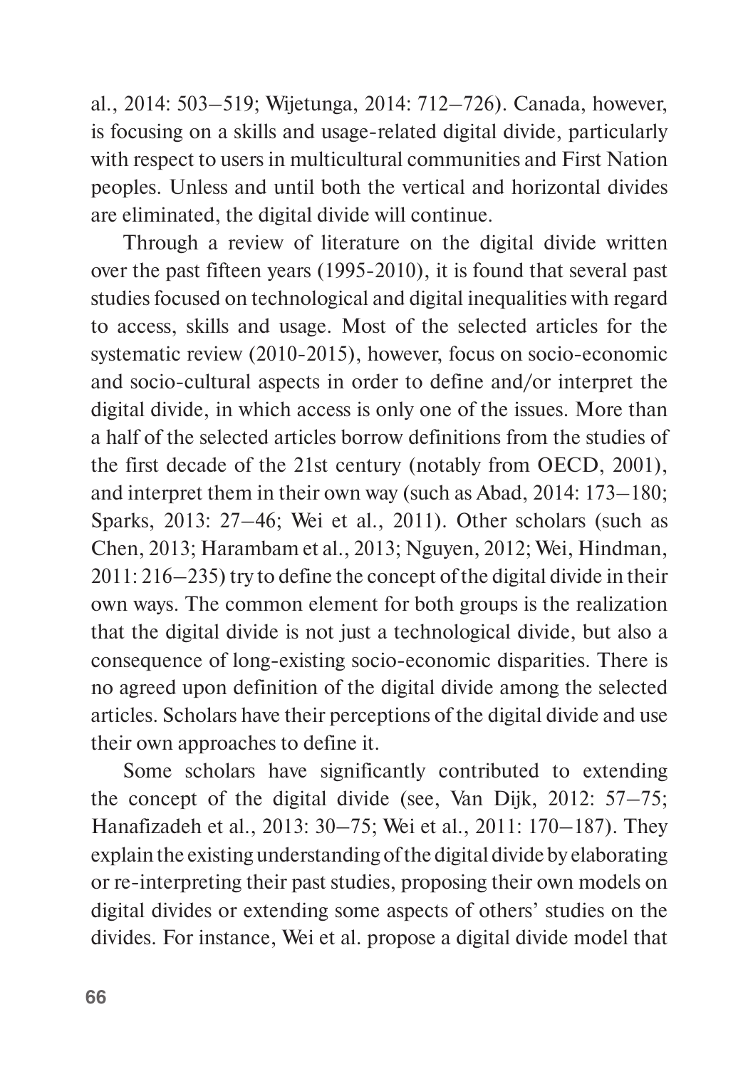al., 2014: 503–519; Wijetunga, 2014: 712–726). Canada, however, is focusing on a skills and usage-related digital divide, particularly with respect to users in multicultural communities and First Nation peoples. Unless and until both the vertical and horizontal divides are eliminated, the digital divide will continue.

Through a review of literature on the digital divide written over the past fifteen years (1995-2010), it is found that several past studies focused on technological and digital inequalities with regard to access, skills and usage. Most of the selected articles for the systematic review (2010-2015), however, focus on socio-economic and socio-cultural aspects in order to define and/or interpret the digital divide, in which access is only one of the issues. More than a half of the selected articles borrow definitions from the studies of the first decade of the 21st century (notably from OECD, 2001), and interpret them in their own way (such as Abad, 2014: 173–180; Sparks, 2013: 27–46; Wei et al., 2011). Other scholars (such as Chen, 2013; Harambam et al., 2013; Nguyen, 2012; Wei, Hindman, 2011: 216–235) try to define the concept of the digital divide in their own ways. The common element for both groups is the realization that the digital divide is not just a technological divide, but also a consequence of long-existing socio-economic disparities. There is no agreed upon definition of the digital divide among the selected articles. Scholars have their perceptions of the digital divide and use their own approaches to define it.

Some scholars have significantly contributed to extending the concept of the digital divide (see, Van Dijk, 2012: 57–75; Hanafizadeh et al., 2013: 30–75; Wei et al., 2011: 170–187). They explain the existing understanding of the digital divide by elaborating or re-interpreting their past studies, proposing their own models on digital divides or extending some aspects of others' studies on the divides. For instance, Wei et al. propose a digital divide model that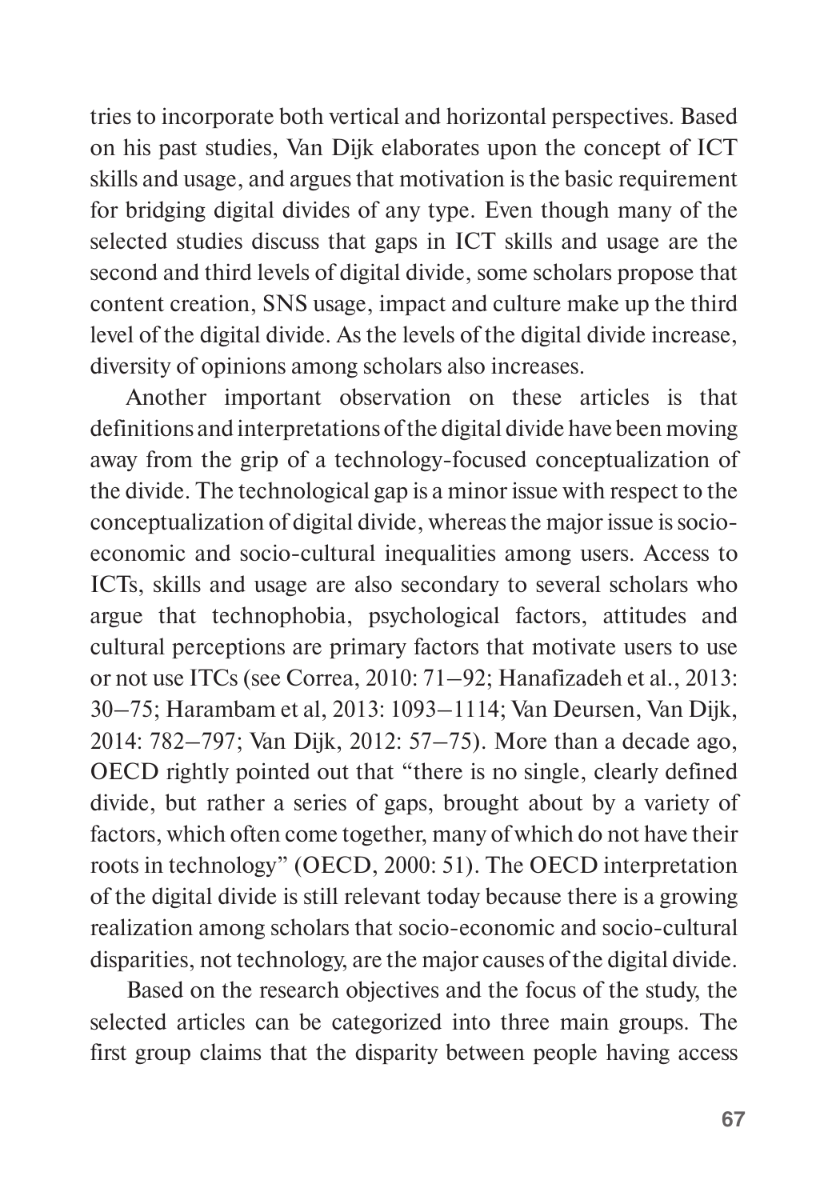tries to incorporate both vertical and horizontal perspectives. Based on his past studies, Van Dijk elaborates upon the concept of ICT skills and usage, and argues that motivation is the basic requirement for bridging digital divides of any type. Even though many of the selected studies discuss that gaps in ICT skills and usage are the second and third levels of digital divide, some scholars propose that content creation, SNS usage, impact and culture make up the third level of the digital divide. As the levels of the digital divide increase, diversity of opinions among scholars also increases.

Another important observation on these articles is that definitions and interpretations of the digital divide have been moving away from the grip of a technology-focused conceptualization of the divide. The technological gap is a minor issue with respect to the conceptualization of digital divide, whereas the major issue is socio-economic and socio-cultural inequalities among users. Access to ICTs, skills and usage are also secondary to several scholars who argue that technophobia, psychological factors, attitudes and cultural perceptions are primary factors that motivate users to use or not use ITCs (see Correa, 2010: 71–92; Hanafizadeh et al., 2013: 30–75; Harambam et al, 2013: 1093–1114; Van Deursen, Van Dijk, 2014: 782–797; Van Dijk, 2012: 57–75). More than a decade ago, OECD rightly pointed out that "there is no single, clearly defined divide, but rather a series of gaps, brought about by a variety of factors, which often come together, many of which do not have their roots in technology" (OECD, 2000: 51). The OECD interpretation of the digital divide is still relevant today because there is a growing realization among scholars that socio-economic and socio-cultural disparities, not technology, are the major causes of the digital divide.

Based on the research objectives and the focus of the study, the selected articles can be categorized into three main groups. The first group claims that the disparity between people having access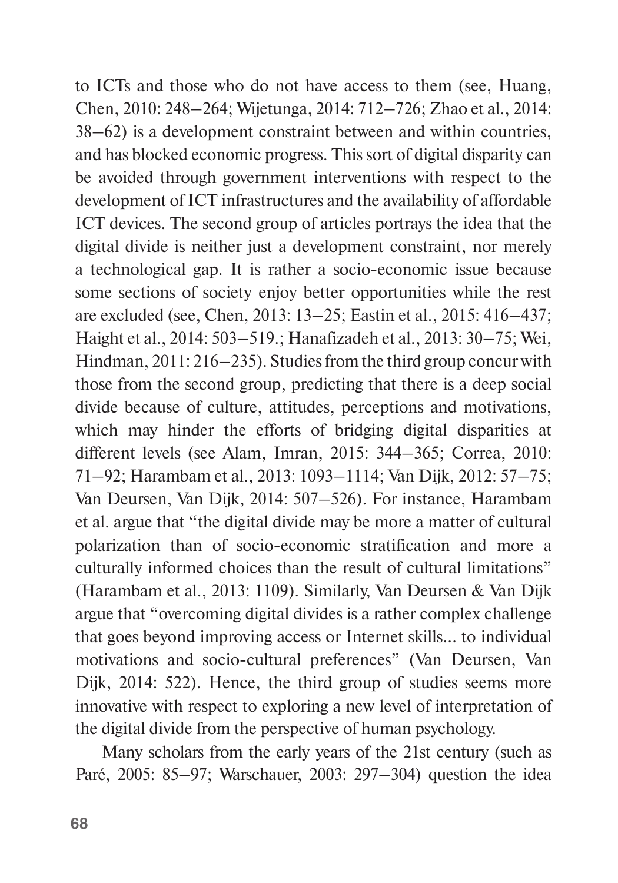to ICTs and those who do not have access to them (see, Huang, Chen, 2010: 248–264; Wijetunga, 2014: 712–726; Zhao et al., 2014: 38–62) is a development constraint between and within countries, and has blocked economic progress. This sort of digital disparity can be avoided through government interventions with respect to the development of ICT infrastructures and the availability of affordable ICT devices. The second group of articles portrays the idea that the digital divide is neither just a development constraint, nor merely a technological gap. It is rather a socio-economic issue because some sections of society enjoy better opportunities while the rest are excluded (see, Chen, 2013: 13–25; Eastin et al., 2015: 416–437; Haight et al., 2014: 503–519.; Hanafizadeh et al., 2013: 30–75; Wei, Hindman, 2011: 216–235). Studies from the third group concur with those from the second group, predicting that there is a deep social divide because of culture, attitudes, perceptions and motivations, which may hinder the efforts of bridging digital disparities at different levels (see Alam, Imran, 2015: 344–365; Correa, 2010: 71–92; Harambam et al., 2013: 1093–1114; Van Dijk, 2012: 57–75; Van Deursen, Van Dijk, 2014: 507–526). For instance, Harambam et al. argue that "the digital divide may be more a matter of cultural polarization than of socio-economic stratification and more a culturally informed choices than the result of cultural limitations" (Harambam et al., 2013: 1109). Similarly, Van Deursen & Van Dijk argue that "overcoming digital divides is a rather complex challenge that goes beyond improving access or Internet skills... to individual motivations and socio-cultural preferences" (Van Deursen, Van Dijk, 2014: 522). Hence, the third group of studies seems more innovative with respect to exploring a new level of interpretation of the digital divide from the perspective of human psychology.

Many scholars from the early years of the 21st century (such as Paré, 2005: 85–97; Warschauer, 2003: 297–304) question the idea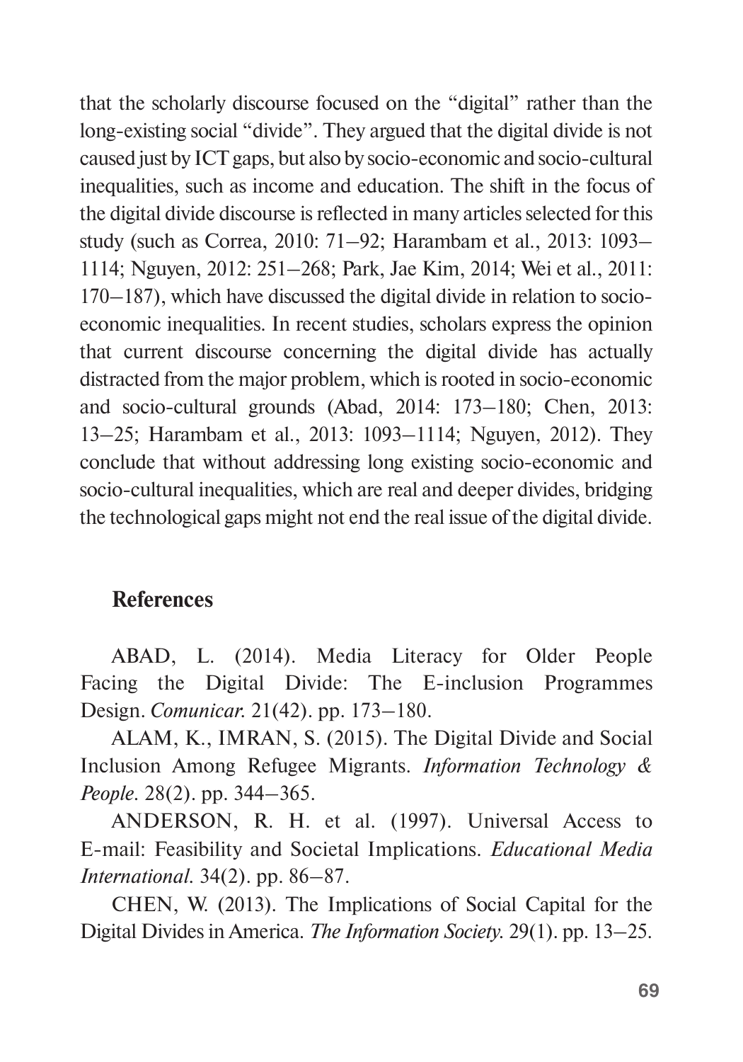that the scholarly discourse focused on the "digital" rather than the long-existing social "divide". They argued that the digital divide is not caused just by ICT gaps, but also by socio-economic and socio-cultural inequalities, such as income and education. The shift in the focus of the digital divide discourse is reflected in many articles selected for this study (such as Correa, 2010: 71–92; Harambam et al., 2013: 1093–1114; Nguyen, 2012: 251–268; Park, Jae Kim, 2014; Wei et al., 2011: 170–187), which have discussed the digital divide in relation to socio-economic inequalities. In recent studies, scholars express the opinion that current discourse concerning the digital divide has actually distracted from the major problem, which is rooted in socio-economic and socio-cultural grounds (Abad, 2014: 173–180; Chen, 2013: 13–25; Harambam et al., 2013: 1093–1114; Nguyen, 2012). They conclude that without addressing long existing socio-economic and socio-cultural inequalities, which are real and deeper divides, bridging the technological gaps might not end the real issue of the digital divide.

## References

ABAD, L. (2014). Media Literacy for Older People Facing the Digital Divide: The E-inclusion Programmes Design. *Comunicar*. 21(42). pp. 173–180.

ALAM, K., IMRAN, S. (2015). The Digital Divide and Social Inclusion Among Refugee Migrants. *Information Technology & People*. 28(2). pp. 344–365.

ANDERSON, R. H. et al. (1997). Universal Access to E-mail: Feasibility and Societal Implications. *Educational Media International*. 34(2). pp. 86–87.

CHEN, W. (2013). The Implications of Social Capital for the Digital Divides in America. *The Information Society*. 29(1). pp. 13–25.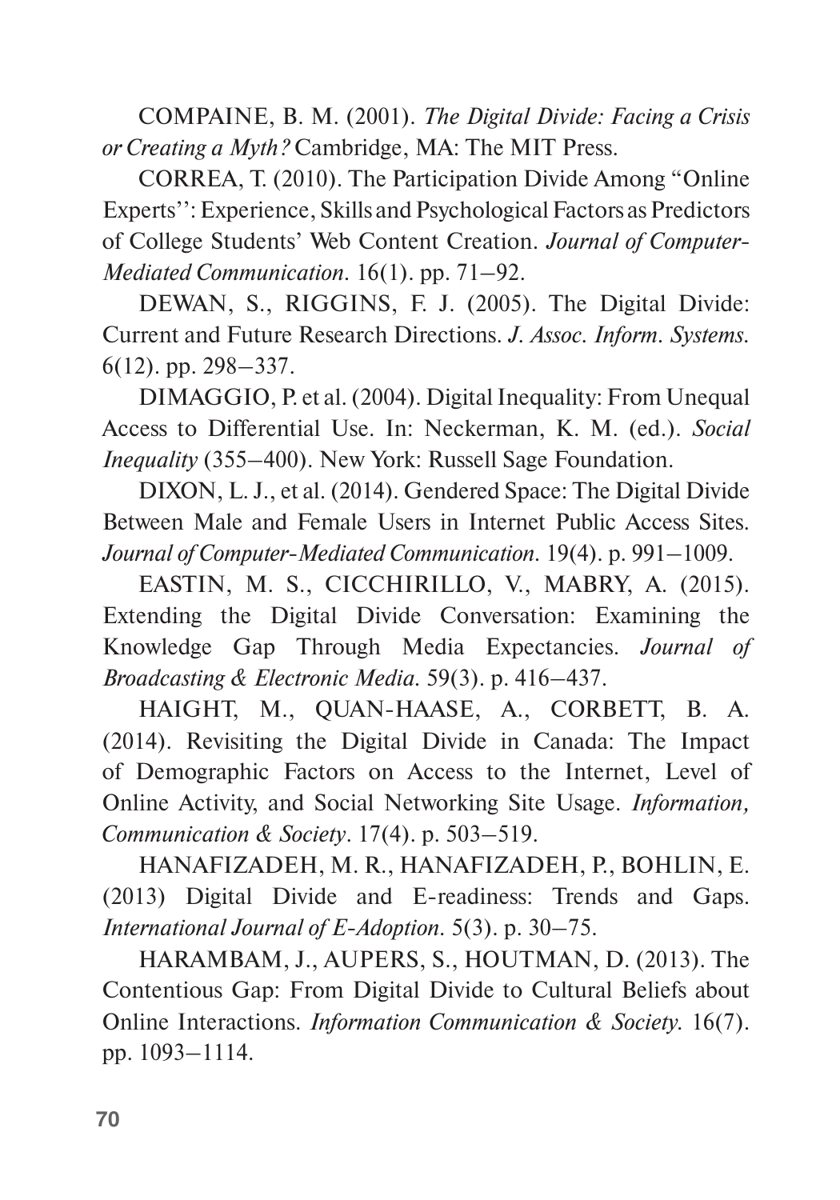COMPAINE, B. M. (2001). *The Digital Divide: Facing a Crisis or Creating a Myth?* Cambridge, MA: The MIT Press.

CORREA, T. (2010). The Participation Divide Among "Online Experts'': Experience, Skills and Psychological Factors as Predictors of College Students' Web Content Creation. *Journal of Computer-Mediated Communication*. 16(1). pp. 71–92.

DEWAN, S., RIGGINS, F. J. (2005). The Digital Divide: Current and Future Research Directions. *J. Assoc. Inform. Systems*. 6(12). pp. 298–337.

DIMAGGIO, P. et al. (2004). Digital Inequality: From Unequal Access to Differential Use. In: Neckerman, K. M. (ed.). *Social Inequality* (355–400). New York: Russell Sage Foundation.

DIXON, L. J., et al. (2014). Gendered Space: The Digital Divide Between Male and Female Users in Internet Public Access Sites. *Journal of Computer-Mediated Communication*. 19(4). p. 991–1009.

EASTIN, M. S., CICCHIRILLO, V., MABRY, A. (2015). Extending the Digital Divide Conversation: Examining the Knowledge Gap Through Media Expectancies. *Journal of Broadcasting & Electronic Media*. 59(3). p. 416–437.

HAIGHT, M., QUAN-HAASE, A., CORBETT, B. A. (2014). Revisiting the Digital Divide in Canada: The Impact of Demographic Factors on Access to the Internet, Level of Online Activity, and Social Networking Site Usage. *Information, Communication & Society*. 17(4). p. 503–519.

HANAFIZADEH, M. R., HANAFIZADEH, P., BOHLIN, E. (2013) Digital Divide and E-readiness: Trends and Gaps. *International Journal of E-Adoption*. 5(3). p. 30–75.

HARAMBAM, J., AUPERS, S., HOUTMAN, D. (2013). The Contentious Gap: From Digital Divide to Cultural Beliefs about Online Interactions. *Information Communication & Society*. 16(7). pp. 1093–1114.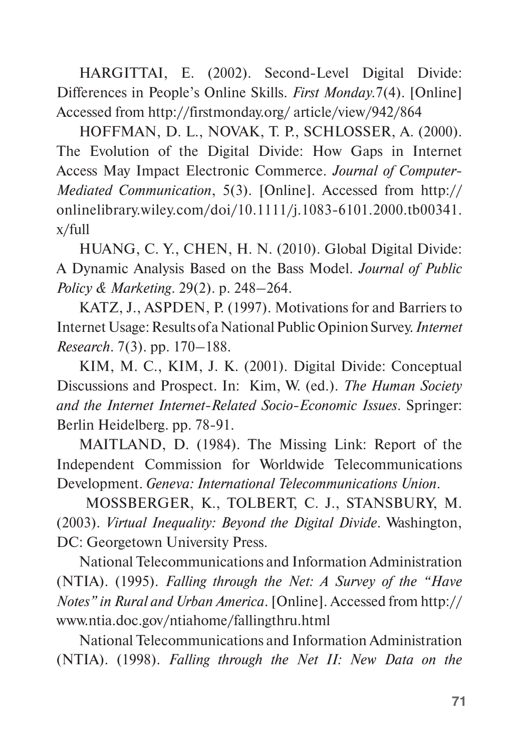HARGITTAI, E. (2002). Second-Level Digital Divide: Differences in People's Online Skills. *First Monday*.7(4). [Online] Accessed from http://firstmonday.org/ article/view/942/864

HOFFMAN, D. L., NOVAK, T. P., SCHLOSSER, A. (2000). The Evolution of the Digital Divide: How Gaps in Internet Access May Impact Electronic Commerce. *Journal of Computer-Mediated Communication*, 5(3). [Online]. Accessed from http://onlinelibrary.wiley.com/doi/10.1111/j.1083-6101.2000.tb00341.x/full

HUANG, C. Y., CHEN, H. N. (2010). Global Digital Divide: A Dynamic Analysis Based on the Bass Model. *Journal of Public Policy & Marketing*. 29(2). p. 248–264.

KATZ, J., ASPDEN, P. (1997). Motivations for and Barriers to Internet Usage: Results of a National Public Opinion Survey. *Internet Research*. 7(3). pp. 170–188.

KIM, M. C., KIM, J. K. (2001). Digital Divide: Conceptual Discussions and Prospect. In: Kim, W. (ed.). *The Human Society and the Internet Internet-Related Socio-Economic Issues*. Springer: Berlin Heidelberg. pp. 78-91.

MAITLAND, D. (1984). The Missing Link: Report of the Independent Commission for Worldwide Telecommunications Development. *Geneva: International Telecommunications Union*.

MOSSBERGER, K., TOLBERT, C. J., STANSBURY, M. (2003). *Virtual Inequality: Beyond the Digital Divide*. Washington, DC: Georgetown University Press.

National Telecommunications and Information Administration (NTIA). (1995). *Falling through the Net: A Survey of the "Have Notes" in Rural and Urban America*. [Online]. Accessed from http://www.ntia.doc.gov/ntiahome/fallingthru.html

National Telecommunications and Information Administration (NTIA). (1998). *Falling through the Net II: New Data on the*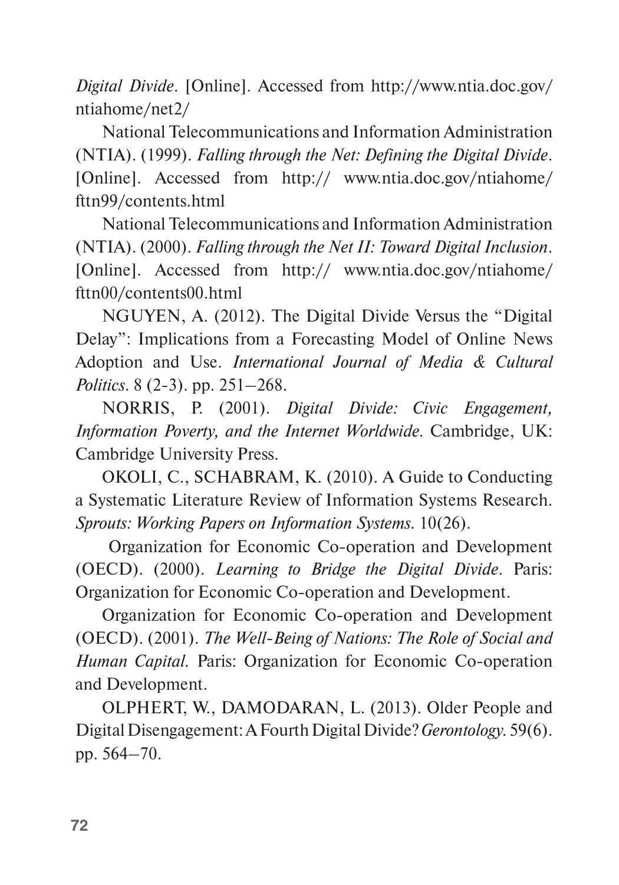*Digital Divide*. [Online]. Accessed from http://www.ntia.doc.gov/ntiahome/net2/

National Telecommunications and Information Administration (NTIA). (1999). *Falling through the Net: Defining the Digital Divide*. [Online]. Accessed from http:// www.ntia.doc.gov/ntiahome/fttn99/contents.html

National Telecommunications and Information Administration (NTIA). (2000). *Falling through the Net II: Toward Digital Inclusion*. [Online]. Accessed from http:// www.ntia.doc.gov/ntiahome/fttn00/contents00.html

NGUYEN, A. (2012). The Digital Divide Versus the "Digital Delay": Implications from a Forecasting Model of Online News Adoption and Use. *International Journal of Media & Cultural Politics*. 8 (2-3). pp. 251–268.

NORRIS, P. (2001). *Digital Divide: Civic Engagement, Information Poverty, and the Internet Worldwide*. Cambridge, UK: Cambridge University Press.

OKOLI, C., SCHABRAM, K. (2010). A Guide to Conducting a Systematic Literature Review of Information Systems Research. *Sprouts: Working Papers on Information Systems*. 10(26).

Organization for Economic Co-operation and Development (OECD). (2000). *Learning to Bridge the Digital Divide*. Paris: Organization for Economic Co-operation and Development.

Organization for Economic Co-operation and Development (OECD). (2001). *The Well-Being of Nations: The Role of Social and Human Capital*. Paris: Organization for Economic Co-operation and Development.

OLPHERT, W., DAMODARAN, L. (2013). Older People and Digital Disengagement: A Fourth Digital Divide? *Gerontology*. 59(6). pp. 564–70.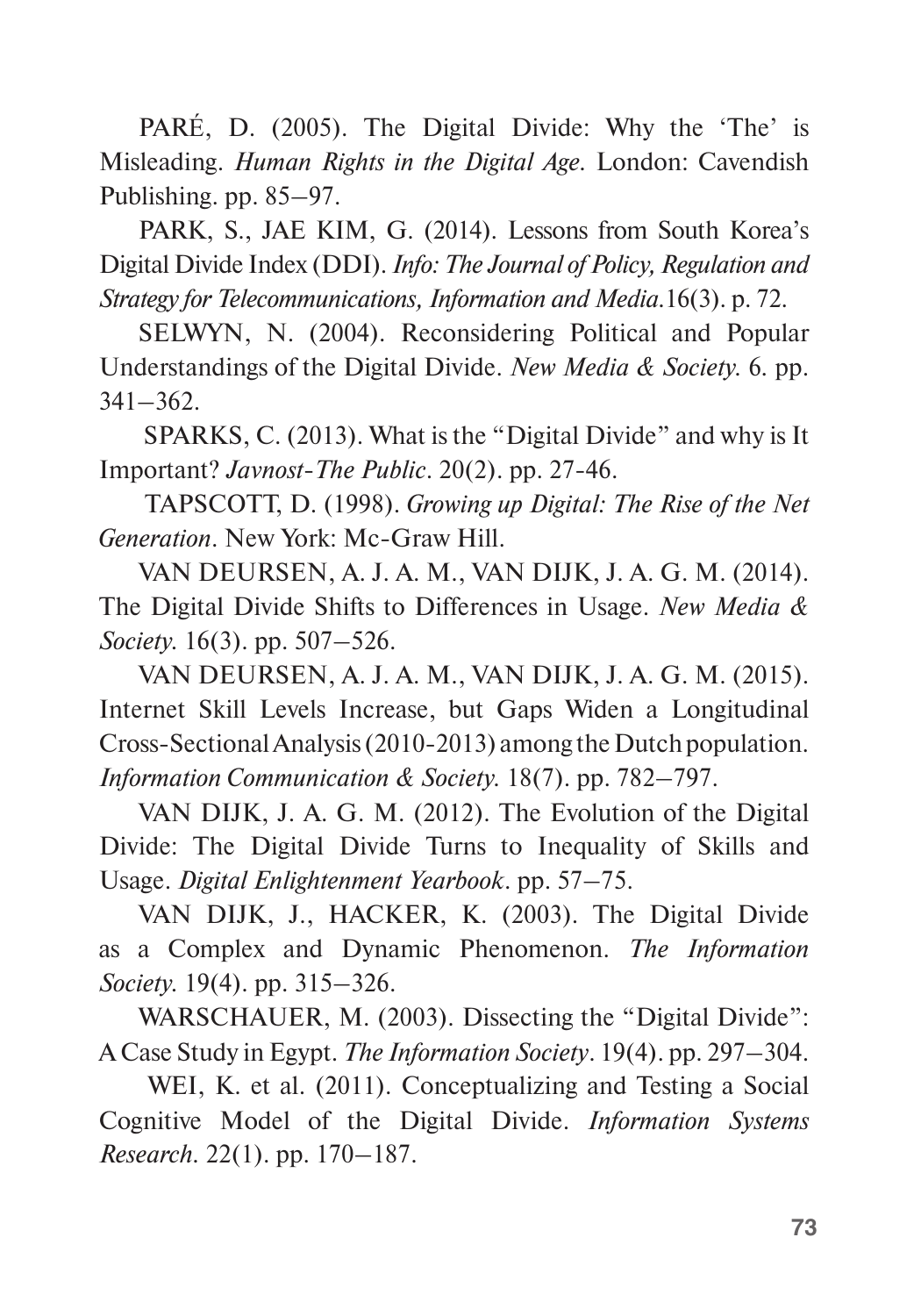PARÉ, D. (2005). The Digital Divide: Why the 'The' is Misleading. *Human Rights in the Digital Age*. London: Cavendish Publishing. pp. 85–97.

PARK, S., JAE KIM, G. (2014). Lessons from South Korea's Digital Divide Index (DDI). *Info: The Journal of Policy, Regulation and Strategy for Telecommunications, Information and Media*.16(3). p. 72.

SELWYN, N. (2004). Reconsidering Political and Popular Understandings of the Digital Divide. *New Media & Society*. 6. pp. 341–362.

SPARKS, C. (2013). What is the "Digital Divide" and why is It Important? *Javnost-The Public*. 20(2). pp. 27-46.

TAPSCOTT, D. (1998). *Growing up Digital: The Rise of the Net Generation*. New York: Mc-Graw Hill.

VAN DEURSEN, A. J. A. M., VAN DIJK, J. A. G. M. (2014). The Digital Divide Shifts to Differences in Usage. *New Media & Society*. 16(3). pp. 507–526.

VAN DEURSEN, A. J. A. M., VAN DIJK, J. A. G. M. (2015). Internet Skill Levels Increase, but Gaps Widen a Longitudinal Cross-Sectional Analysis (2010-2013) among the Dutch population. *Information Communication & Society*. 18(7). pp. 782–797.

VAN DIJK, J. A. G. M. (2012). The Evolution of the Digital Divide: The Digital Divide Turns to Inequality of Skills and Usage. *Digital Enlightenment Yearbook*. pp. 57–75.

VAN DIJK, J., HACKER, K. (2003). The Digital Divide as a Complex and Dynamic Phenomenon. *The Information Society*. 19(4). pp. 315–326.

WARSCHAUER, M. (2003). Dissecting the "Digital Divide": A Case Study in Egypt. *The Information Society*. 19(4). pp. 297–304.

WEI, K. et al. (2011). Conceptualizing and Testing a Social Cognitive Model of the Digital Divide. *Information Systems Research*. 22(1). pp. 170–187.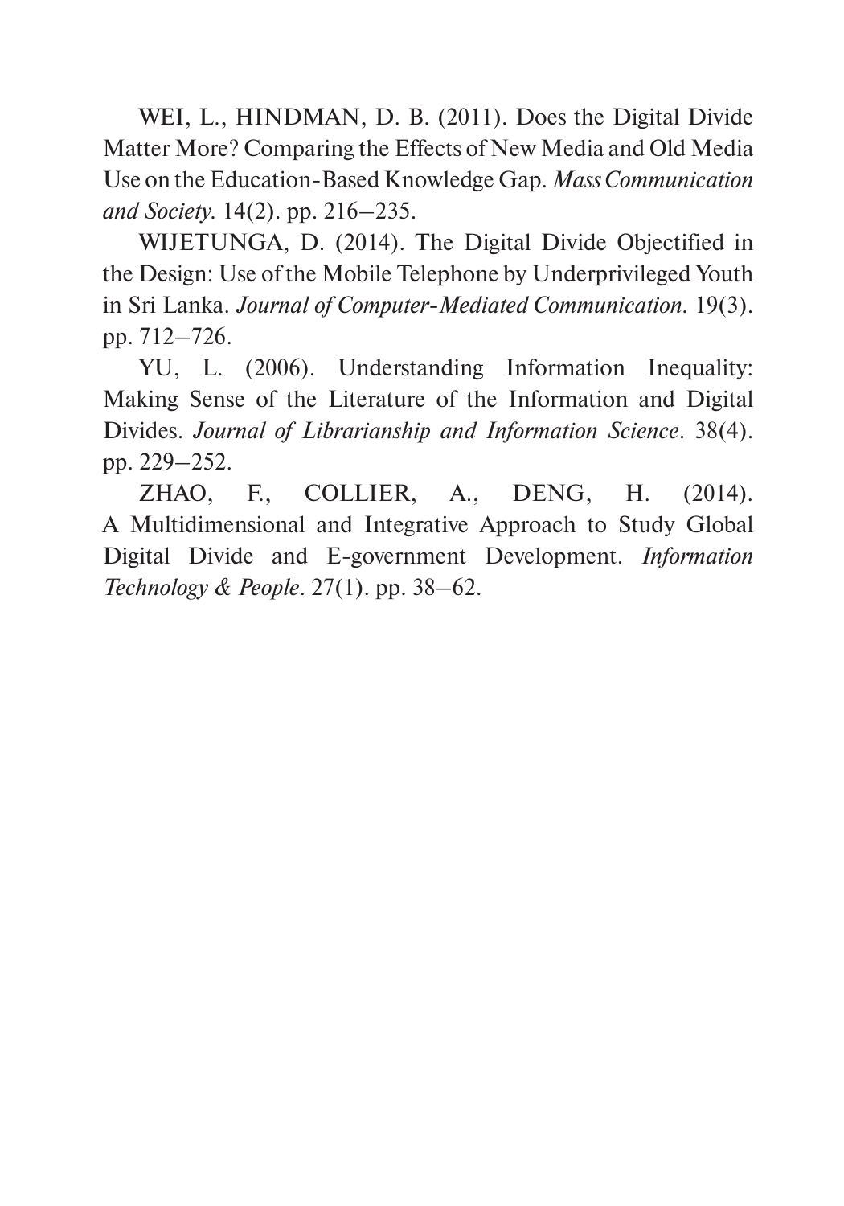WEI, L., HINDMAN, D. B. (2011). Does the Digital Divide Matter More? Comparing the Effects of New Media and Old Media Use on the Education-Based Knowledge Gap. *Mass Communication and Society*. 14(2). pp. 216–235.

WIJETUNGA, D. (2014). The Digital Divide Objectified in the Design: Use of the Mobile Telephone by Underprivileged Youth in Sri Lanka. *Journal of Computer-Mediated Communication*. 19(3). pp. 712–726.

YU, L. (2006). Understanding Information Inequality: Making Sense of the Literature of the Information and Digital Divides. *Journal of Librarianship and Information Science*. 38(4). pp. 229–252.

ZHAO, F., COLLIER, A., DENG, H. (2014). A Multidimensional and Integrative Approach to Study Global Digital Divide and E-government Development. *Information Technology & People*. 27(1). pp. 38–62.